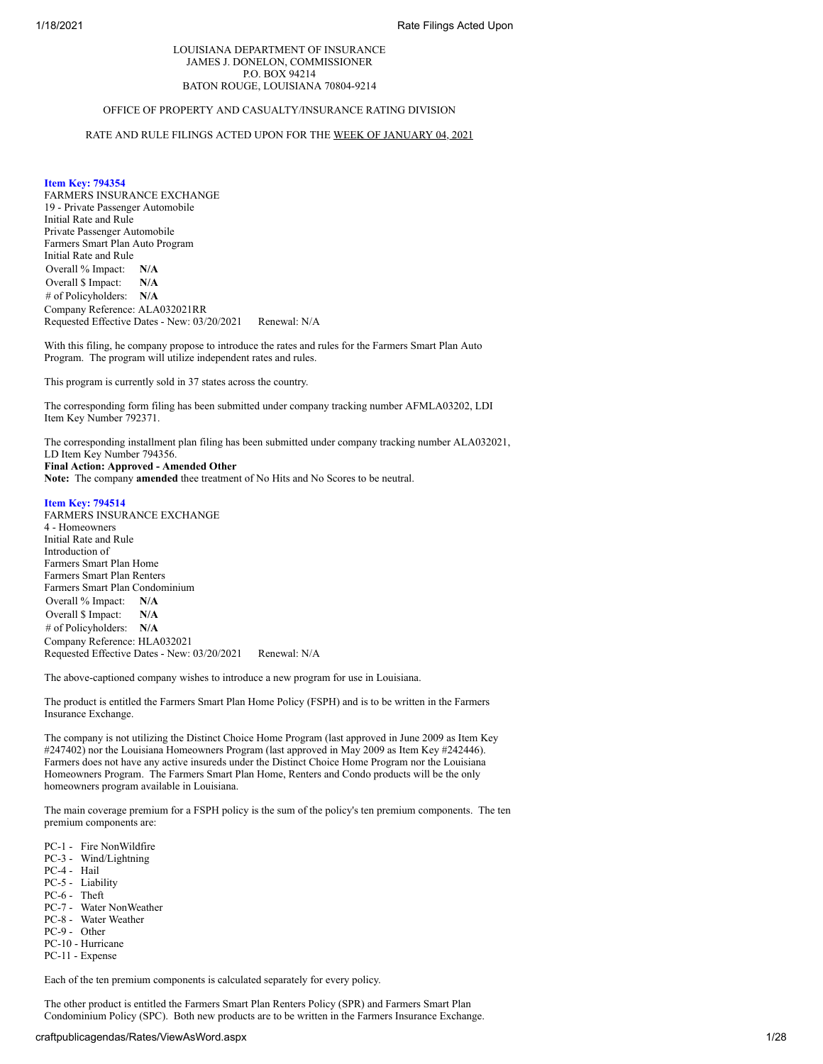LOUISIANA DEPARTMENT OF INSURANCE
JAMES J. DONELON, COMMISSIONER
P.O. BOX 94214
BATON ROUGE, LOUISIANA 70804-9214

OFFICE OF PROPERTY AND CASUALTY/INSURANCE RATING DIVISION

RATE AND RULE FILINGS ACTED UPON FOR THE WEEK OF JANUARY 04, 2021

**Item Key: 794354**
FARMERS INSURANCE EXCHANGE
19 - Private Passenger Automobile
Initial Rate and Rule
Private Passenger Automobile
Farmers Smart Plan Auto Program
Initial Rate and Rule
Overall % Impact: **N/A**
Overall $ Impact: **N/A**
# of Policyholders: **N/A**
Company Reference: ALA032021RR
Requested Effective Dates - New: 03/20/2021 Renewal: N/A

With this filing, he company propose to introduce the rates and rules for the Farmers Smart Plan Auto Program. The program will utilize independent rates and rules.

This program is currently sold in 37 states across the country.

The corresponding form filing has been submitted under company tracking number AFMLA03202, LDI Item Key Number 792371.

The corresponding installment plan filing has been submitted under company tracking number ALA032021, LD Item Key Number 794356.
**Final Action: Approved - Amended Other**
**Note:** The company **amended** thee treatment of No Hits and No Scores to be neutral.

**Item Key: 794514**
FARMERS INSURANCE EXCHANGE
4 - Homeowners
Initial Rate and Rule
Introduction of
Farmers Smart Plan Home
Farmers Smart Plan Renters
Farmers Smart Plan Condominium
Overall % Impact: **N/A**
Overall $ Impact: **N/A**
# of Policyholders: **N/A**
Company Reference: HLA032021
Requested Effective Dates - New: 03/20/2021 Renewal: N/A

The above-captioned company wishes to introduce a new program for use in Louisiana.

The product is entitled the Farmers Smart Plan Home Policy (FSPH) and is to be written in the Farmers Insurance Exchange.

The company is not utilizing the Distinct Choice Home Program (last approved in June 2009 as Item Key #247402) nor the Louisiana Homeowners Program (last approved in May 2009 as Item Key #242446). Farmers does not have any active insureds under the Distinct Choice Home Program nor the Louisiana Homeowners Program. The Farmers Smart Plan Home, Renters and Condo products will be the only homeowners program available in Louisiana.

The main coverage premium for a FSPH policy is the sum of the policy's ten premium components. The ten premium components are:

PC-1 - Fire NonWildfire
PC-3 - Wind/Lightning
PC-4 - Hail
PC-5 - Liability
PC-6 - Theft
PC-7 - Water NonWeather
PC-8 - Water Weather
PC-9 - Other
PC-10 - Hurricane
PC-11 - Expense

Each of the ten premium components is calculated separately for every policy.

The other product is entitled the Farmers Smart Plan Renters Policy (SPR) and Farmers Smart Plan Condominium Policy (SPC). Both new products are to be written in the Farmers Insurance Exchange.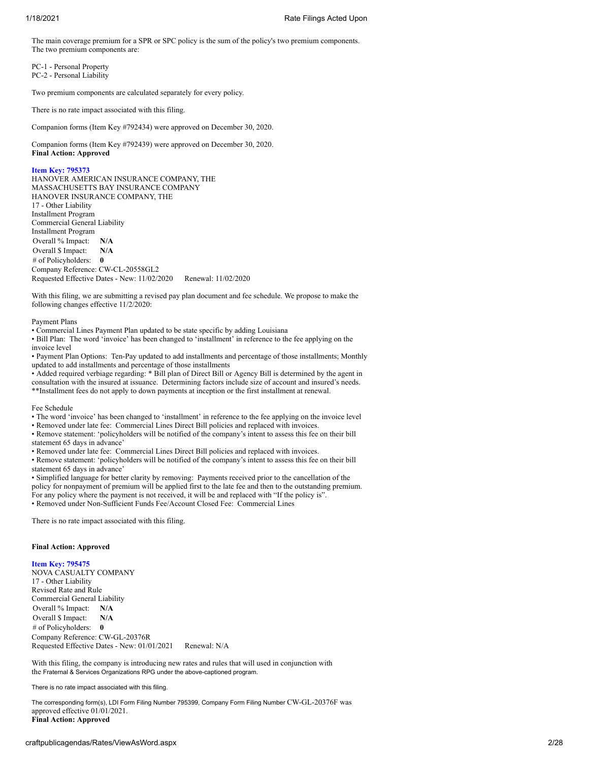The main coverage premium for a SPR or SPC policy is the sum of the policy's two premium components. The two premium components are:

PC-1 - Personal Property
PC-2 - Personal Liability

Two premium components are calculated separately for every policy.

There is no rate impact associated with this filing.

Companion forms (Item Key #792434) were approved on December 30, 2020.

Companion forms (Item Key #792439) were approved on December 30, 2020.
**Final Action: Approved**

**Item Key: 795373**
HANOVER AMERICAN INSURANCE COMPANY, THE
MASSACHUSETTS BAY INSURANCE COMPANY
HANOVER INSURANCE COMPANY, THE
17 - Other Liability
Installment Program
Commercial General Liability
Installment Program

| | |
|---|---|
| Overall % Impact: | **N/A** |
| Overall $ Impact: | **N/A** |
| # of Policyholders: | **0** |

Company Reference: CW-CL-20558GL2
Requested Effective Dates - New: 11/02/2020 Renewal: 11/02/2020

With this filing, we are submitting a revised pay plan document and fee schedule. We propose to make the following changes effective 11/2/2020:

Payment Plans

- Commercial Lines Payment Plan updated to be state specific by adding Louisiana
- Bill Plan: The word 'invoice' has been changed to 'installment' in reference to the fee applying on the invoice level
- Payment Plan Options: Ten-Pay updated to add installments and percentage of those installments; Monthly updated to add installments and percentage of those installments
- Added required verbiage regarding: * Bill plan of Direct Bill or Agency Bill is determined by the agent in consultation with the insured at issuance. Determining factors include size of account and insured's needs. **Installment fees do not apply to down payments at inception or the first installment at renewal.

Fee Schedule

- The word 'invoice' has been changed to 'installment' in reference to the fee applying on the invoice level
- Removed under late fee: Commercial Lines Direct Bill policies and replaced with invoices.
- Remove statement: 'policyholders will be notified of the company's intent to assess this fee on their bill statement 65 days in advance'
- Removed under late fee: Commercial Lines Direct Bill policies and replaced with invoices.
- Remove statement: 'policyholders will be notified of the company's intent to assess this fee on their bill statement 65 days in advance'
- Simplified language for better clarity by removing: Payments received prior to the cancellation of the policy for nonpayment of premium will be applied first to the late fee and then to the outstanding premium. For any policy where the payment is not received, it will be and replaced with "If the policy is".
- Removed under Non-Sufficient Funds Fee/Account Closed Fee: Commercial Lines

There is no rate impact associated with this filing.

**Final Action: Approved**

**Item Key: 795475**
NOVA CASUALTY COMPANY
17 - Other Liability
Revised Rate and Rule
Commercial General Liability

| | |
|---|---|
| Overall % Impact: | **N/A** |
| Overall $ Impact: | **N/A** |
| # of Policyholders: | **0** |

Company Reference: CW-GL-20376R
Requested Effective Dates - New: 01/01/2021 Renewal: N/A

With this filing, the company is introducing new rates and rules that will used in conjunction with the Fraternal & Services Organizations RPG under the above-captioned program.

There is no rate impact associated with this filing.

The corresponding form(s), LDI Form Filing Number 795399, Company Form Filing Number CW-GL-20376F was approved effective 01/01/2021.
**Final Action: Approved**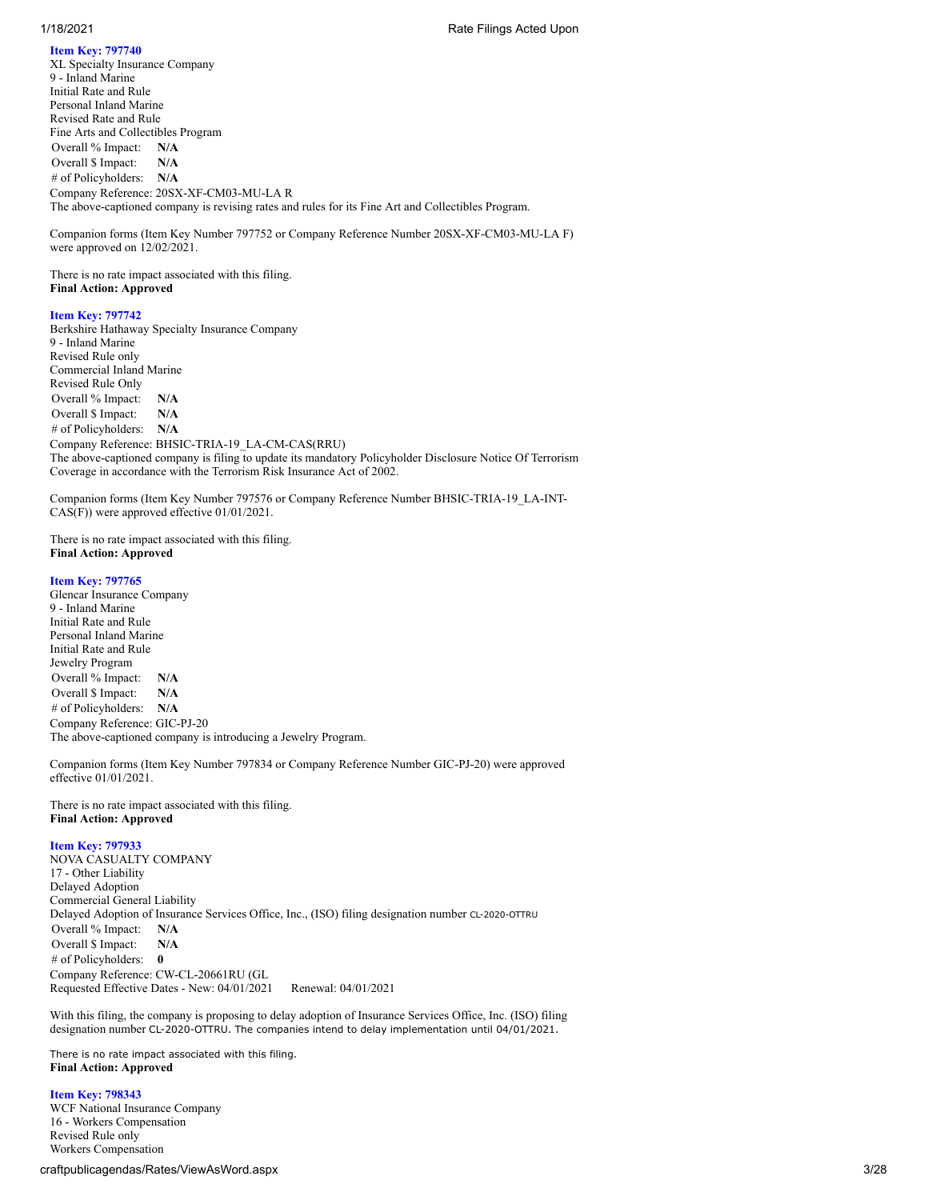**Item Key: 797740**
XL Specialty Insurance Company
9 - Inland Marine
Initial Rate and Rule
Personal Inland Marine
Revised Rate and Rule
Fine Arts and Collectibles Program

| | |
|---|---|
| Overall % Impact: | **N/A** |
| Overall $ Impact: | **N/A** |
| # of Policyholders: | **N/A** |

Company Reference: 20SX-XF-CM03-MU-LA R
The above-captioned company is revising rates and rules for its Fine Art and Collectibles Program.

Companion forms (Item Key Number 797752 or Company Reference Number 20SX-XF-CM03-MU-LA F) were approved on 12/02/2021.

There is no rate impact associated with this filing.
**Final Action: Approved**

**Item Key: 797742**
Berkshire Hathaway Specialty Insurance Company
9 - Inland Marine
Revised Rule only
Commercial Inland Marine
Revised Rule Only

| | |
|---|---|
| Overall % Impact: | **N/A** |
| Overall $ Impact: | **N/A** |
| # of Policyholders: | **N/A** |

Company Reference: BHSIC-TRIA-19_LA-CM-CAS(RRU)
The above-captioned company is filing to update its mandatory Policyholder Disclosure Notice Of Terrorism Coverage in accordance with the Terrorism Risk Insurance Act of 2002.

Companion forms (Item Key Number 797576 or Company Reference Number BHSIC-TRIA-19_LA-INT-CAS(F)) were approved effective 01/01/2021.

There is no rate impact associated with this filing.
**Final Action: Approved**

**Item Key: 797765**
Glencar Insurance Company
9 - Inland Marine
Initial Rate and Rule
Personal Inland Marine
Initial Rate and Rule
Jewelry Program

| | |
|---|---|
| Overall % Impact: | **N/A** |
| Overall $ Impact: | **N/A** |
| # of Policyholders: | **N/A** |

Company Reference: GIC-PJ-20
The above-captioned company is introducing a Jewelry Program.

Companion forms (Item Key Number 797834 or Company Reference Number GIC-PJ-20) were approved effective 01/01/2021.

There is no rate impact associated with this filing.
**Final Action: Approved**

**Item Key: 797933**
NOVA CASUALTY COMPANY
17 - Other Liability
Delayed Adoption
Commercial General Liability
Delayed Adoption of Insurance Services Office, Inc., (ISO) filing designation number CL-2020-OTTRU

| | |
|---|---|
| Overall % Impact: | **N/A** |
| Overall $ Impact: | **N/A** |
| # of Policyholders: | **0** |

Company Reference: CW-CL-20661RU (GL
Requested Effective Dates - New: 04/01/2021 Renewal: 04/01/2021

With this filing, the company is proposing to delay adoption of Insurance Services Office, Inc. (ISO) filing designation number CL-2020-OTTRU. The companies intend to delay implementation until 04/01/2021.

There is no rate impact associated with this filing.
**Final Action: Approved**

**Item Key: 798343**
WCF National Insurance Company
16 - Workers Compensation
Revised Rule only
Workers Compensation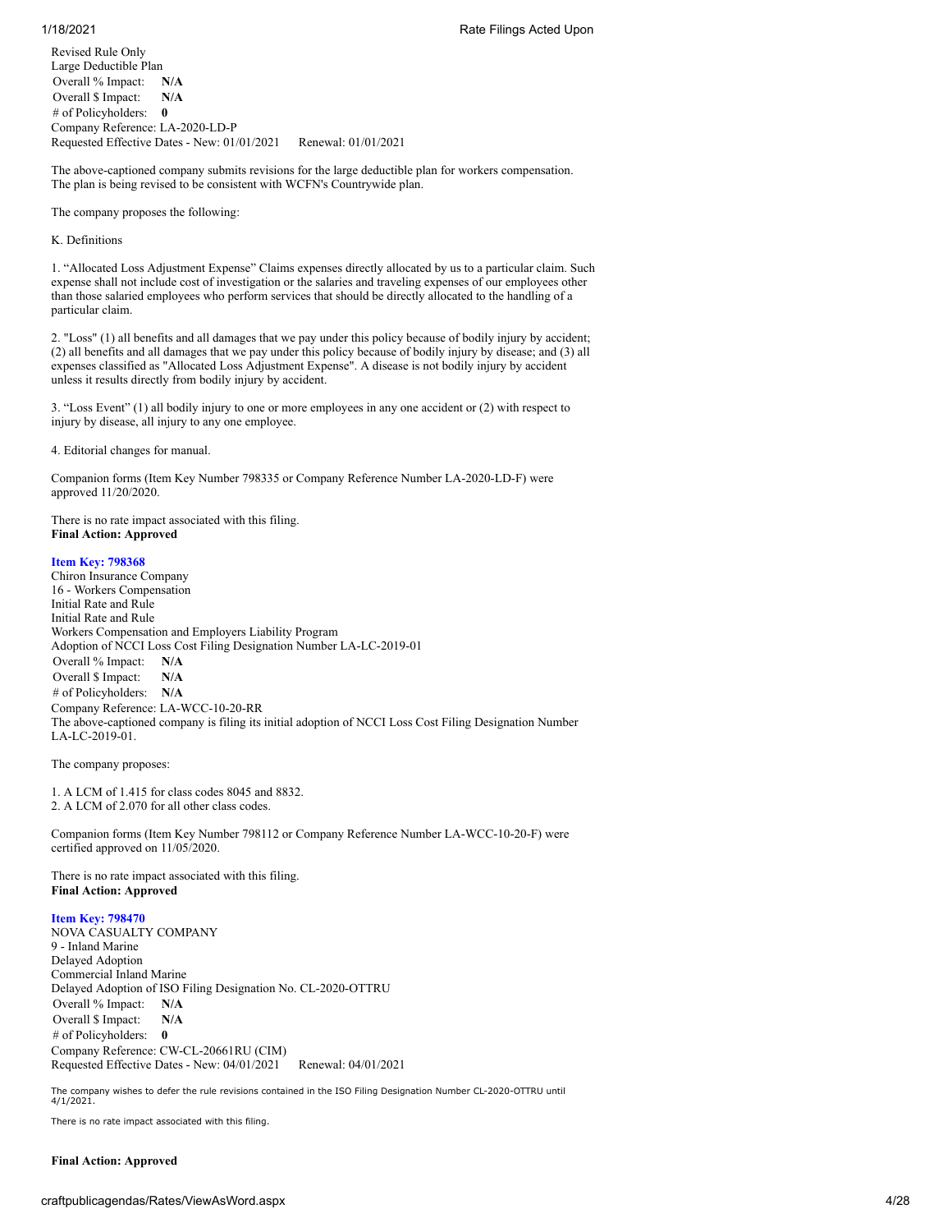Revised Rule Only
Large Deductible Plan
Overall % Impact: **N/A**
Overall $ Impact: **N/A**
# of Policyholders: **0**
Company Reference: LA-2020-LD-P
Requested Effective Dates - New: 01/01/2021 Renewal: 01/01/2021

The above-captioned company submits revisions for the large deductible plan for workers compensation. The plan is being revised to be consistent with WCFN's Countrywide plan.

The company proposes the following:

K. Definitions

1. “Allocated Loss Adjustment Expense” Claims expenses directly allocated by us to a particular claim. Such expense shall not include cost of investigation or the salaries and traveling expenses of our employees other than those salaried employees who perform services that should be directly allocated to the handling of a particular claim.

2. "Loss" (1) all benefits and all damages that we pay under this policy because of bodily injury by accident; (2) all benefits and all damages that we pay under this policy because of bodily injury by disease; and (3) all expenses classified as "Allocated Loss Adjustment Expense". A disease is not bodily injury by accident unless it results directly from bodily injury by accident.

3. “Loss Event” (1) all bodily injury to one or more employees in any one accident or (2) with respect to injury by disease, all injury to any one employee.

4. Editorial changes for manual.

Companion forms (Item Key Number 798335 or Company Reference Number LA-2020-LD-F) were approved 11/20/2020.

There is no rate impact associated with this filing.
**Final Action: Approved**

**Item Key: 798368**
Chiron Insurance Company
16 - Workers Compensation
Initial Rate and Rule
Initial Rate and Rule
Workers Compensation and Employers Liability Program
Adoption of NCCI Loss Cost Filing Designation Number LA-LC-2019-01
Overall % Impact: **N/A**
Overall $ Impact: **N/A**
# of Policyholders: **N/A**
Company Reference: LA-WCC-10-20-RR
The above-captioned company is filing its initial adoption of NCCI Loss Cost Filing Designation Number LA-LC-2019-01.

The company proposes:

1. A LCM of 1.415 for class codes 8045 and 8832.
2. A LCM of 2.070 for all other class codes.

Companion forms (Item Key Number 798112 or Company Reference Number LA-WCC-10-20-F) were certified approved on 11/05/2020.

There is no rate impact associated with this filing.
**Final Action: Approved**

**Item Key: 798470**
NOVA CASUALTY COMPANY
9 - Inland Marine
Delayed Adoption
Commercial Inland Marine
Delayed Adoption of ISO Filing Designation No. CL-2020-OTTRU
Overall % Impact: **N/A**
Overall $ Impact: **N/A**
# of Policyholders: **0**
Company Reference: CW-CL-20661RU (CIM)
Requested Effective Dates - New: 04/01/2021 Renewal: 04/01/2021

The company wishes to defer the rule revisions contained in the ISO Filing Designation Number CL-2020-OTTRU until 4/1/2021.

There is no rate impact associated with this filing.

**Final Action: Approved**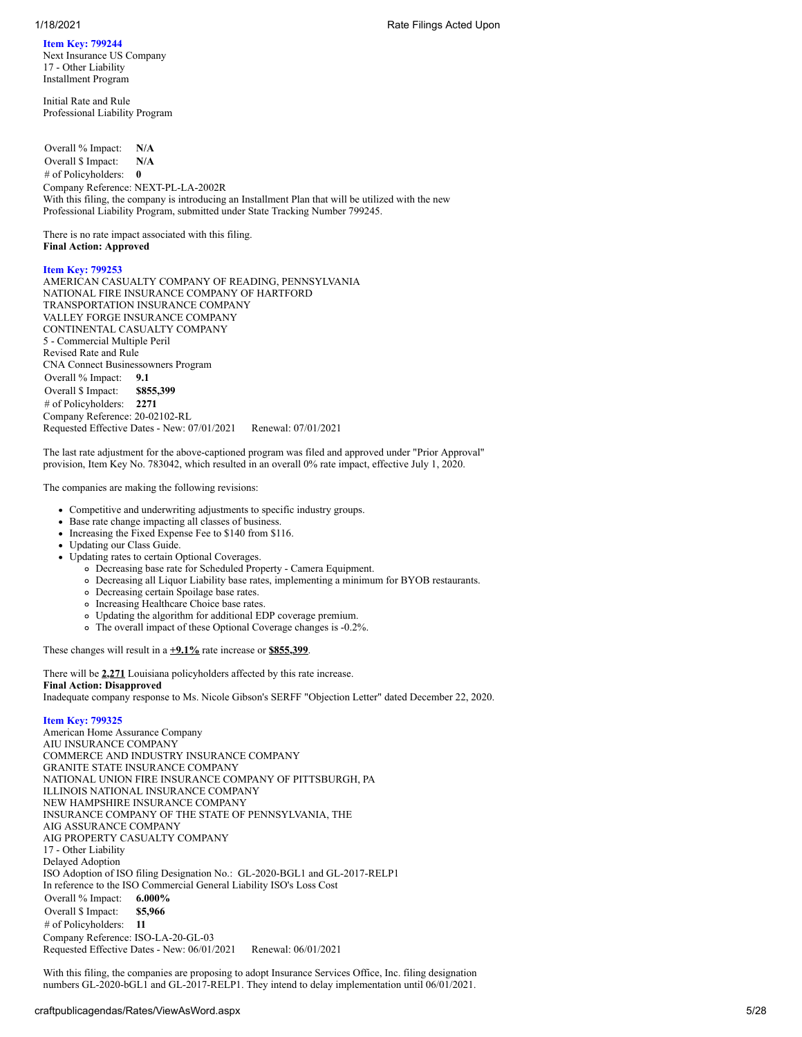**Item Key: 799244**
Next Insurance US Company
17 - Other Liability
Installment Program

Initial Rate and Rule
Professional Liability Program

Overall % Impact: **N/A**
Overall $ Impact: **N/A**
# of Policyholders: **0**
Company Reference: NEXT-PL-LA-2002R
With this filing, the company is introducing an Installment Plan that will be utilized with the new Professional Liability Program, submitted under State Tracking Number 799245.

There is no rate impact associated with this filing.
**Final Action: Approved**

**Item Key: 799253**
AMERICAN CASUALTY COMPANY OF READING, PENNSYLVANIA
NATIONAL FIRE INSURANCE COMPANY OF HARTFORD
TRANSPORTATION INSURANCE COMPANY
VALLEY FORGE INSURANCE COMPANY
CONTINENTAL CASUALTY COMPANY
5 - Commercial Multiple Peril
Revised Rate and Rule
CNA Connect Businessowners Program
Overall % Impact: **9.1**
Overall $ Impact: **$855,399**
# of Policyholders: **2271**
Company Reference: 20-02102-RL
Requested Effective Dates - New: 07/01/2021 Renewal: 07/01/2021

The last rate adjustment for the above-captioned program was filed and approved under "Prior Approval" provision, Item Key No. 783042, which resulted in an overall 0% rate impact, effective July 1, 2020.

The companies are making the following revisions:

- Competitive and underwriting adjustments to specific industry groups.
- Base rate change impacting all classes of business.
- Increasing the Fixed Expense Fee to $140 from $116.
- Updating our Class Guide.
- Updating rates to certain Optional Coverages.
  - Decreasing base rate for Scheduled Property - Camera Equipment.
  - Decreasing all Liquor Liability base rates, implementing a minimum for BYOB restaurants.
  - Decreasing certain Spoilage base rates.
  - Increasing Healthcare Choice base rates.
  - Updating the algorithm for additional EDP coverage premium.
  - The overall impact of these Optional Coverage changes is -0.2%.

These changes will result in a **+9.1%** rate increase or **$855,399**.

There will be **2,271** Louisiana policyholders affected by this rate increase.
**Final Action: Disapproved**
Inadequate company response to Ms. Nicole Gibson's SERFF "Objection Letter" dated December 22, 2020.

**Item Key: 799325**
American Home Assurance Company
AIU INSURANCE COMPANY
COMMERCE AND INDUSTRY INSURANCE COMPANY
GRANITE STATE INSURANCE COMPANY
NATIONAL UNION FIRE INSURANCE COMPANY OF PITTSBURGH, PA
ILLINOIS NATIONAL INSURANCE COMPANY
NEW HAMPSHIRE INSURANCE COMPANY
INSURANCE COMPANY OF THE STATE OF PENNSYLVANIA, THE
AIG ASSURANCE COMPANY
AIG PROPERTY CASUALTY COMPANY
17 - Other Liability
Delayed Adoption
ISO Adoption of ISO filing Designation No.: GL-2020-BGL1 and GL-2017-RELP1
In reference to the ISO Commercial General Liability ISO's Loss Cost
Overall % Impact: **6.000%**
Overall $ Impact: **$5,966**
# of Policyholders: **11**
Company Reference: ISO-LA-20-GL-03
Requested Effective Dates - New: 06/01/2021 Renewal: 06/01/2021

With this filing, the companies are proposing to adopt Insurance Services Office, Inc. filing designation numbers GL-2020-bGL1 and GL-2017-RELP1. They intend to delay implementation until 06/01/2021.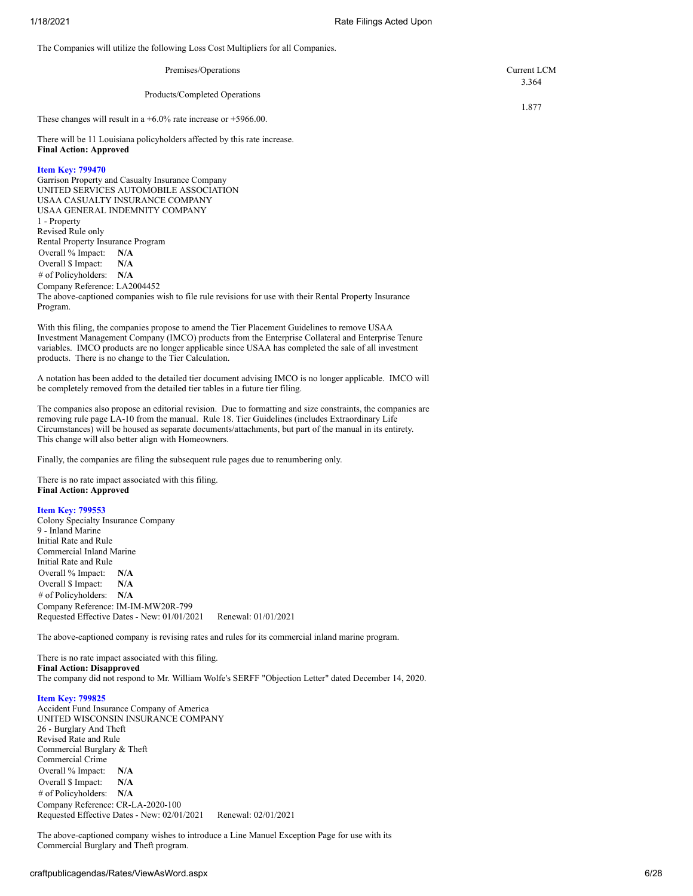The Companies will utilize the following Loss Cost Multipliers for all Companies.

| | Current LCM |
|---|---|
| Premises/Operations | 3.364 |
| Products/Completed Operations | 1.877 |

These changes will result in a +6.0% rate increase or +5966.00.

There will be 11 Louisiana policyholders affected by this rate increase.
**Final Action: Approved**

**Item Key: 799470**
Garrison Property and Casualty Insurance Company
UNITED SERVICES AUTOMOBILE ASSOCIATION
USAA CASUALTY INSURANCE COMPANY
USAA GENERAL INDEMNITY COMPANY
1 - Property
Revised Rule only
Rental Property Insurance Program
Overall % Impact: **N/A**
Overall $ Impact: **N/A**
# of Policyholders: **N/A**
Company Reference: LA2004452
The above-captioned companies wish to file rule revisions for use with their Rental Property Insurance Program.

With this filing, the companies propose to amend the Tier Placement Guidelines to remove USAA Investment Management Company (IMCO) products from the Enterprise Collateral and Enterprise Tenure variables. IMCO products are no longer applicable since USAA has completed the sale of all investment products. There is no change to the Tier Calculation.

A notation has been added to the detailed tier document advising IMCO is no longer applicable. IMCO will be completely removed from the detailed tier tables in a future tier filing.

The companies also propose an editorial revision. Due to formatting and size constraints, the companies are removing rule page LA-10 from the manual. Rule 18. Tier Guidelines (includes Extraordinary Life Circumstances) will be housed as separate documents/attachments, but part of the manual in its entirety. This change will also better align with Homeowners.

Finally, the companies are filing the subsequent rule pages due to renumbering only.

There is no rate impact associated with this filing.
**Final Action: Approved**

**Item Key: 799553**
Colony Specialty Insurance Company
9 - Inland Marine
Initial Rate and Rule
Commercial Inland Marine
Initial Rate and Rule
Overall % Impact: **N/A**
Overall $ Impact: **N/A**
# of Policyholders: **N/A**
Company Reference: IM-IM-MW20R-799
Requested Effective Dates - New: 01/01/2021 Renewal: 01/01/2021

The above-captioned company is revising rates and rules for its commercial inland marine program.

There is no rate impact associated with this filing.
**Final Action: Disapproved**
The company did not respond to Mr. William Wolfe's SERFF "Objection Letter" dated December 14, 2020.

**Item Key: 799825**
Accident Fund Insurance Company of America
UNITED WISCONSIN INSURANCE COMPANY
26 - Burglary And Theft
Revised Rate and Rule
Commercial Burglary & Theft
Commercial Crime
Overall % Impact: **N/A**
Overall $ Impact: **N/A**
# of Policyholders: **N/A**
Company Reference: CR-LA-2020-100
Requested Effective Dates - New: 02/01/2021 Renewal: 02/01/2021

The above-captioned company wishes to introduce a Line Manuel Exception Page for use with its Commercial Burglary and Theft program.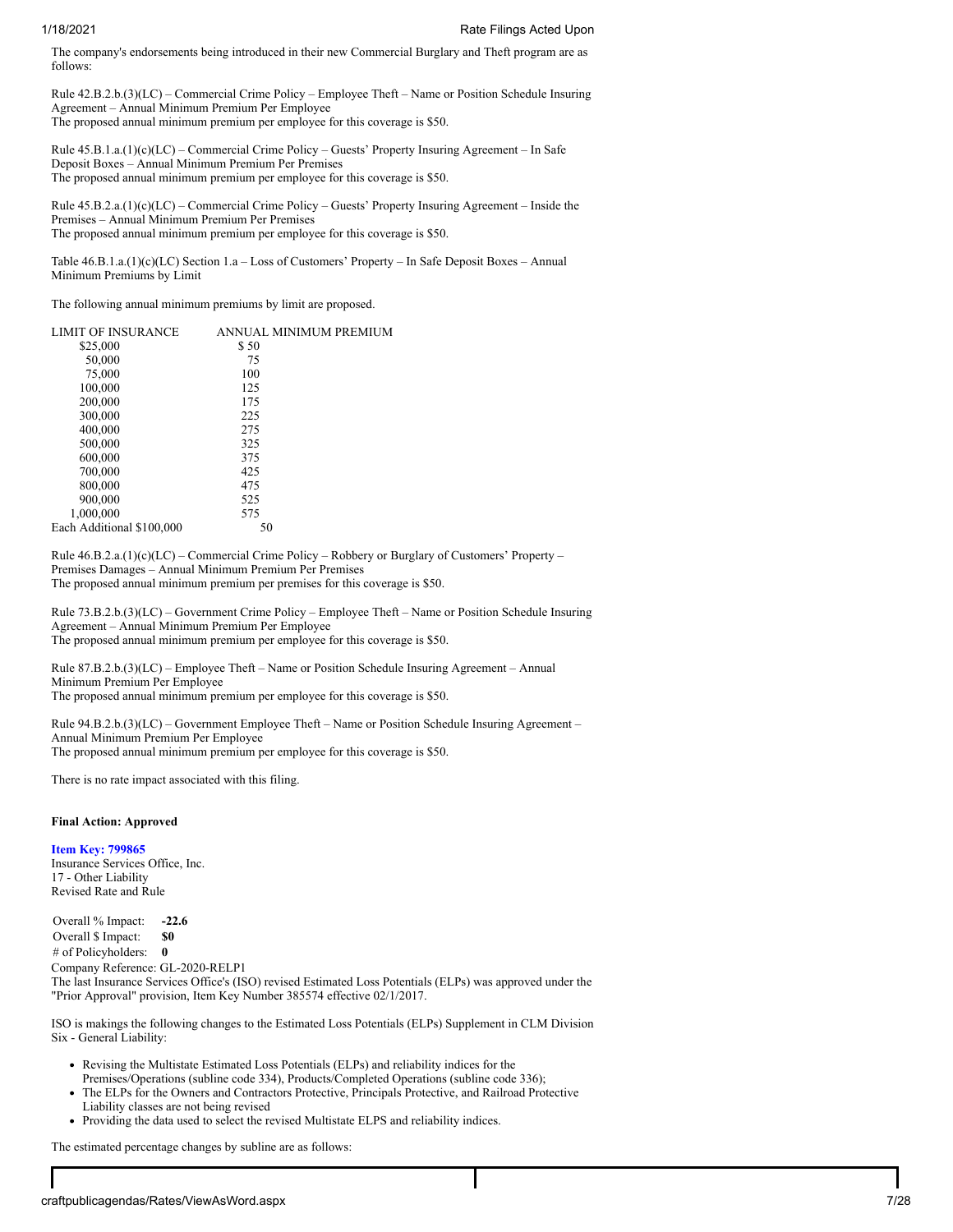The company's endorsements being introduced in their new Commercial Burglary and Theft program are as follows:

Rule 42.B.2.b.(3)(LC) – Commercial Crime Policy – Employee Theft – Name or Position Schedule Insuring Agreement – Annual Minimum Premium Per Employee
The proposed annual minimum premium per employee for this coverage is $50.

Rule 45.B.1.a.(1)(c)(LC) – Commercial Crime Policy – Guests' Property Insuring Agreement – In Safe Deposit Boxes – Annual Minimum Premium Per Premises
The proposed annual minimum premium per employee for this coverage is $50.

Rule 45.B.2.a.(1)(c)(LC) – Commercial Crime Policy – Guests' Property Insuring Agreement – Inside the Premises – Annual Minimum Premium Per Premises
The proposed annual minimum premium per employee for this coverage is $50.

Table 46.B.1.a.(1)(c)(LC) Section 1.a – Loss of Customers' Property – In Safe Deposit Boxes – Annual Minimum Premiums by Limit

The following annual minimum premiums by limit are proposed.

| LIMIT OF INSURANCE | ANNUAL MINIMUM PREMIUM |
|---|---|
| $25,000 | $ 50 |
| 50,000 | 75 |
| 75,000 | 100 |
| 100,000 | 125 |
| 200,000 | 175 |
| 300,000 | 225 |
| 400,000 | 275 |
| 500,000 | 325 |
| 600,000 | 375 |
| 700,000 | 425 |
| 800,000 | 475 |
| 900,000 | 525 |
| 1,000,000 | 575 |
| Each Additional $100,000 | 50 |

Rule 46.B.2.a.(1)(c)(LC) – Commercial Crime Policy – Robbery or Burglary of Customers' Property – Premises Damages – Annual Minimum Premium Per Premises
The proposed annual minimum premium per premises for this coverage is $50.

Rule 73.B.2.b.(3)(LC) – Government Crime Policy – Employee Theft – Name or Position Schedule Insuring Agreement – Annual Minimum Premium Per Employee
The proposed annual minimum premium per employee for this coverage is $50.

Rule 87.B.2.b.(3)(LC) – Employee Theft – Name or Position Schedule Insuring Agreement – Annual Minimum Premium Per Employee
The proposed annual minimum premium per employee for this coverage is $50.

Rule 94.B.2.b.(3)(LC) – Government Employee Theft – Name or Position Schedule Insuring Agreement – Annual Minimum Premium Per Employee
The proposed annual minimum premium per employee for this coverage is $50.

There is no rate impact associated with this filing.

**Final Action: Approved**

**Item Key: 799865**
Insurance Services Office, Inc.
17 - Other Liability
Revised Rate and Rule

Overall % Impact: **-22.6**
Overall $ Impact: **$0**
\# of Policyholders: **0**
Company Reference: GL-2020-RELP1
The last Insurance Services Office's (ISO) revised Estimated Loss Potentials (ELPs) was approved under the "Prior Approval" provision, Item Key Number 385574 effective 02/1/2017.

ISO is makings the following changes to the Estimated Loss Potentials (ELPs) Supplement in CLM Division Six - General Liability:

- Revising the Multistate Estimated Loss Potentials (ELPs) and reliability indices for the Premises/Operations (subline code 334), Products/Completed Operations (subline code 336);
- The ELPs for the Owners and Contractors Protective, Principals Protective, and Railroad Protective Liability classes are not being revised
- Providing the data used to select the revised Multistate ELPS and reliability indices.

The estimated percentage changes by subline are as follows: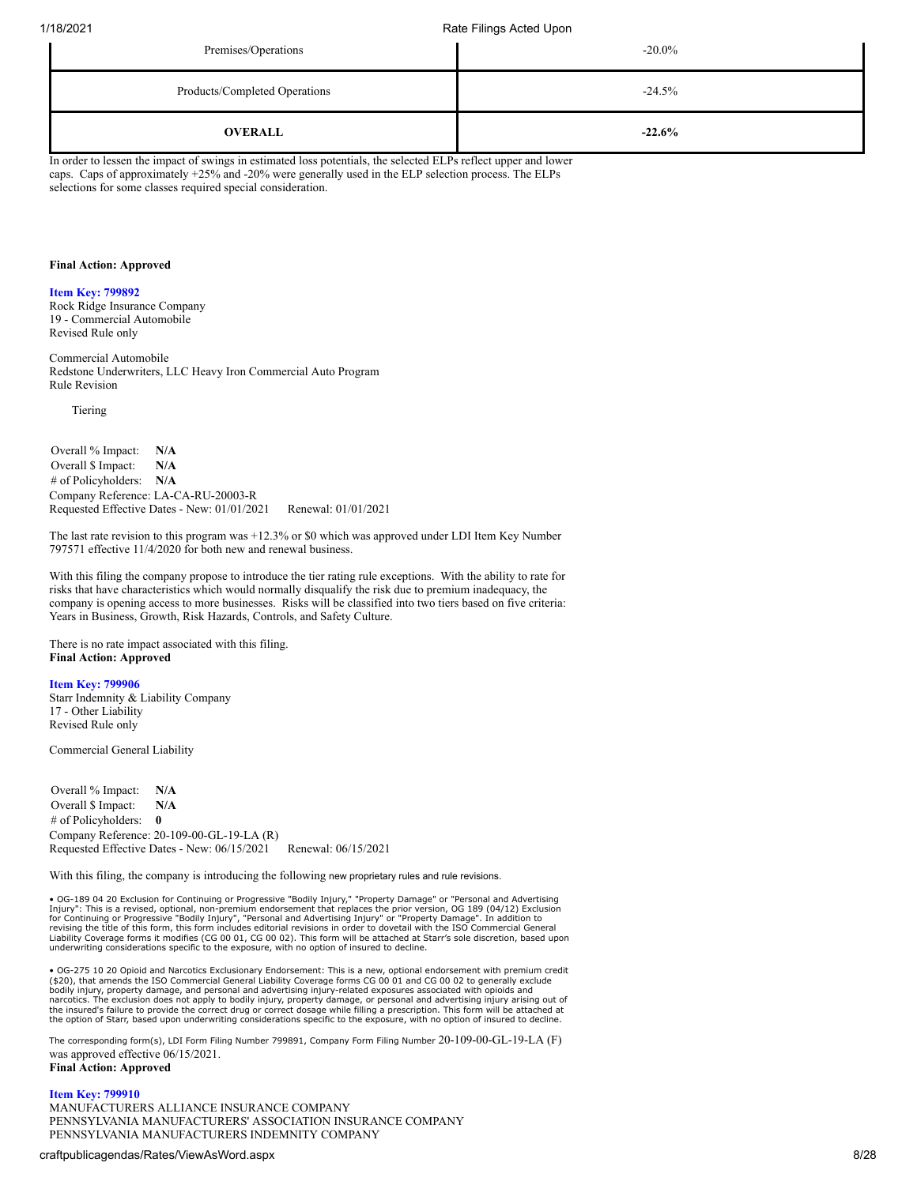| | |
|---|---|
| Premises/Operations | -20.0% |
| Products/Completed Operations | -24.5% |
| **OVERALL** | **-22.6%** |

In order to lessen the impact of swings in estimated loss potentials, the selected ELPs reflect upper and lower caps. Caps of approximately +25% and -20% were generally used in the ELP selection process. The ELPs selections for some classes required special consideration.

**Final Action: Approved**

**Item Key: 799892**
Rock Ridge Insurance Company
19 - Commercial Automobile
Revised Rule only

Commercial Automobile
Redstone Underwriters, LLC Heavy Iron Commercial Auto Program
Rule Revision

Tiering

Overall % Impact: **N/A**
Overall $ Impact: **N/A**
# of Policyholders: **N/A**
Company Reference: LA-CA-RU-20003-R
Requested Effective Dates - New: 01/01/2021 Renewal: 01/01/2021

The last rate revision to this program was +12.3% or $0 which was approved under LDI Item Key Number 797571 effective 11/4/2020 for both new and renewal business.

With this filing the company propose to introduce the tier rating rule exceptions. With the ability to rate for risks that have characteristics which would normally disqualify the risk due to premium inadequacy, the company is opening access to more businesses. Risks will be classified into two tiers based on five criteria: Years in Business, Growth, Risk Hazards, Controls, and Safety Culture.

There is no rate impact associated with this filing.
**Final Action: Approved**

**Item Key: 799906**
Starr Indemnity & Liability Company
17 - Other Liability
Revised Rule only

Commercial General Liability

Overall % Impact: **N/A**
Overall $ Impact: **N/A**
# of Policyholders: **0**
Company Reference: 20-109-00-GL-19-LA (R)
Requested Effective Dates - New: 06/15/2021 Renewal: 06/15/2021

With this filing, the company is introducing the following new proprietary rules and rule revisions.

• OG-189 04 20 Exclusion for Continuing or Progressive "Bodily Injury," "Property Damage" or "Personal and Advertising Injury": This is a revised, optional, non-premium endorsement that replaces the prior version, OG 189 (04/12) Exclusion for Continuing or Progressive "Bodily Injury", "Personal and Advertising Injury" or "Property Damage". In addition to revising the title of this form, this form includes editorial revisions in order to dovetail with the ISO Commercial General Liability Coverage forms it modifies (CG 00 01, CG 00 02). This form will be attached at Starr's sole discretion, based upon underwriting considerations specific to the exposure, with no option of insured to decline.

• OG-275 10 20 Opioid and Narcotics Exclusionary Endorsement: This is a new, optional endorsement with premium credit ($20), that amends the ISO Commercial General Liability Coverage forms CG 00 01 and CG 00 02 to generally exclude bodily injury, property damage, and personal and advertising injury-related exposures associated with opioids and narcotics. The exclusion does not apply to bodily injury, property damage, or personal and advertising injury arising out of the insured's failure to provide the correct drug or correct dosage while filling a prescription. This form will be attached at the option of Starr, based upon underwriting considerations specific to the exposure, with no option of insured to decline.

The corresponding form(s), LDI Form Filing Number 799891, Company Form Filing Number 20-109-00-GL-19-LA (F) was approved effective 06/15/2021.
**Final Action: Approved**

**Item Key: 799910**
MANUFACTURERS ALLIANCE INSURANCE COMPANY
PENNSYLVANIA MANUFACTURERS' ASSOCIATION INSURANCE COMPANY
PENNSYLVANIA MANUFACTURERS INDEMNITY COMPANY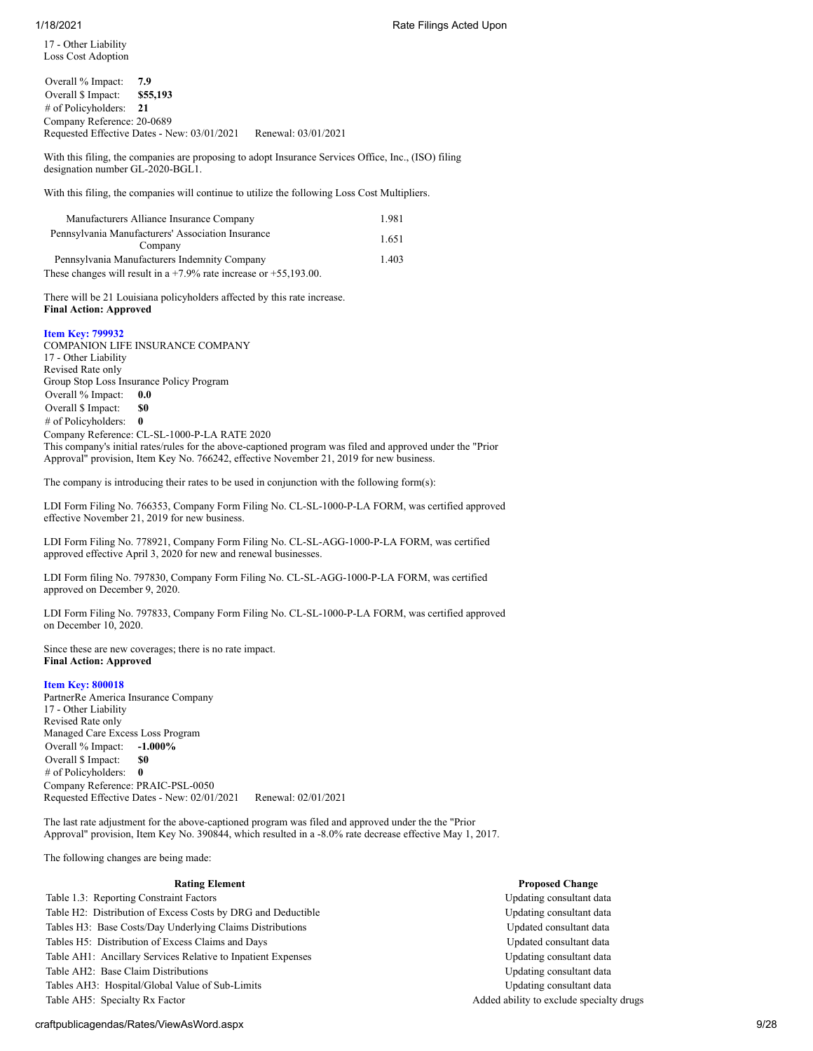17 - Other Liability
Loss Cost Adoption

Overall % Impact: **7.9**
Overall $ Impact: **$55,193**
# of Policyholders: **21**
Company Reference: 20-0689
Requested Effective Dates - New: 03/01/2021 Renewal: 03/01/2021

With this filing, the companies are proposing to adopt Insurance Services Office, Inc., (ISO) filing designation number GL-2020-BGL1.

With this filing, the companies will continue to utilize the following Loss Cost Multipliers.

| | |
|---|---|
| Manufacturers Alliance Insurance Company | 1.981 |
| Pennsylvania Manufacturers' Association Insurance Company | 1.651 |
| Pennsylvania Manufacturers Indemnity Company | 1.403 |

These changes will result in a +7.9% rate increase or +55,193.00.

There will be 21 Louisiana policyholders affected by this rate increase.
**Final Action: Approved**

**Item Key: 799932**
COMPANION LIFE INSURANCE COMPANY
17 - Other Liability
Revised Rate only
Group Stop Loss Insurance Policy Program
Overall % Impact: **0.0**
Overall $ Impact: **$0**
# of Policyholders: **0**
Company Reference: CL-SL-1000-P-LA RATE 2020
This company's initial rates/rules for the above-captioned program was filed and approved under the "Prior Approval" provision, Item Key No. 766242, effective November 21, 2019 for new business.

The company is introducing their rates to be used in conjunction with the following form(s):

LDI Form Filing No. 766353, Company Form Filing No. CL-SL-1000-P-LA FORM, was certified approved effective November 21, 2019 for new business.

LDI Form Filing No. 778921, Company Form Filing No. CL-SL-AGG-1000-P-LA FORM, was certified approved effective April 3, 2020 for new and renewal businesses.

LDI Form filing No. 797830, Company Form Filing No. CL-SL-AGG-1000-P-LA FORM, was certified approved on December 9, 2020.

LDI Form Filing No. 797833, Company Form Filing No. CL-SL-1000-P-LA FORM, was certified approved on December 10, 2020.

Since these are new coverages; there is no rate impact.
**Final Action: Approved**

**Item Key: 800018**
PartnerRe America Insurance Company
17 - Other Liability
Revised Rate only
Managed Care Excess Loss Program
Overall % Impact: **-1.000%**
Overall $ Impact: **$0**
# of Policyholders: **0**
Company Reference: PRAIC-PSL-0050
Requested Effective Dates - New: 02/01/2021 Renewal: 02/01/2021

The last rate adjustment for the above-captioned program was filed and approved under the the "Prior Approval" provision, Item Key No. 390844, which resulted in a -8.0% rate decrease effective May 1, 2017.

The following changes are being made:

| Rating Element | Proposed Change |
|---|---|
| Table 1.3: Reporting Constraint Factors | Updating consultant data |
| Table H2: Distribution of Excess Costs by DRG and Deductible | Updating consultant data |
| Tables H3: Base Costs/Day Underlying Claims Distributions | Updated consultant data |
| Tables H5: Distribution of Excess Claims and Days | Updated consultant data |
| Table AH1: Ancillary Services Relative to Inpatient Expenses | Updating consultant data |
| Table AH2: Base Claim Distributions | Updating consultant data |
| Tables AH3: Hospital/Global Value of Sub-Limits | Updating consultant data |
| Table AH5: Specialty Rx Factor | Added ability to exclude specialty drugs |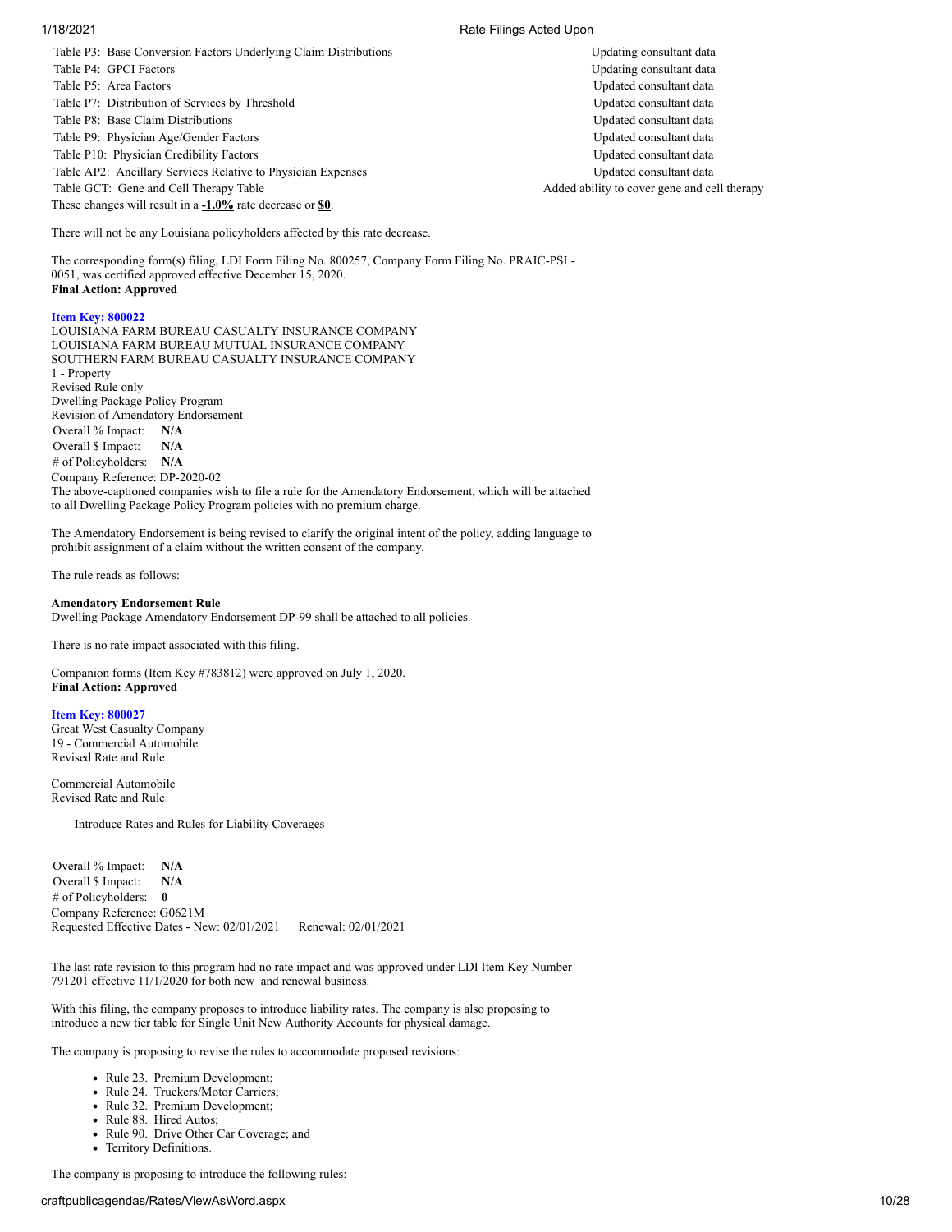| | |
|---|---|
| Table P3: Base Conversion Factors Underlying Claim Distributions | Updating consultant data |
| Table P4: GPCI Factors | Updating consultant data |
| Table P5: Area Factors | Updated consultant data |
| Table P7: Distribution of Services by Threshold | Updated consultant data |
| Table P8: Base Claim Distributions | Updated consultant data |
| Table P9: Physician Age/Gender Factors | Updated consultant data |
| Table P10: Physician Credibility Factors | Updated consultant data |
| Table AP2: Ancillary Services Relative to Physician Expenses | Updated consultant data |
| Table GCT: Gene and Cell Therapy Table | Added ability to cover gene and cell therapy |

These changes will result in a **-1.0%** rate decrease or **$0**.

There will not be any Louisiana policyholders affected by this rate decrease.

The corresponding form(s) filing, LDI Form Filing No. 800257, Company Form Filing No. PRAIC-PSL-0051, was certified approved effective December 15, 2020.
**Final Action: Approved**

**Item Key: 800022**
LOUISIANA FARM BUREAU CASUALTY INSURANCE COMPANY
LOUISIANA FARM BUREAU MUTUAL INSURANCE COMPANY
SOUTHERN FARM BUREAU CASUALTY INSURANCE COMPANY
1 - Property
Revised Rule only
Dwelling Package Policy Program
Revision of Amendatory Endorsement
Overall % Impact: **N/A**
Overall $ Impact: **N/A**
# of Policyholders: **N/A**
Company Reference: DP-2020-02
The above-captioned companies wish to file a rule for the Amendatory Endorsement, which will be attached to all Dwelling Package Policy Program policies with no premium charge.

The Amendatory Endorsement is being revised to clarify the original intent of the policy, adding language to prohibit assignment of a claim without the written consent of the company.

The rule reads as follows:

**Amendatory Endorsement Rule**
Dwelling Package Amendatory Endorsement DP-99 shall be attached to all policies.

There is no rate impact associated with this filing.

Companion forms (Item Key #783812) were approved on July 1, 2020.
**Final Action: Approved**

**Item Key: 800027**
Great West Casualty Company
19 - Commercial Automobile
Revised Rate and Rule

Commercial Automobile
Revised Rate and Rule

Introduce Rates and Rules for Liability Coverages

Overall % Impact: **N/A**
Overall $ Impact: **N/A**
# of Policyholders: **0**
Company Reference: G0621M
Requested Effective Dates - New: 02/01/2021 Renewal: 02/01/2021

The last rate revision to this program had no rate impact and was approved under LDI Item Key Number 791201 effective 11/1/2020 for both new and renewal business.

With this filing, the company proposes to introduce liability rates. The company is also proposing to introduce a new tier table for Single Unit New Authority Accounts for physical damage.

The company is proposing to revise the rules to accommodate proposed revisions:

- Rule 23. Premium Development;
- Rule 24. Truckers/Motor Carriers;
- Rule 32. Premium Development;
- Rule 88. Hired Autos;
- Rule 90. Drive Other Car Coverage; and
- Territory Definitions.

The company is proposing to introduce the following rules: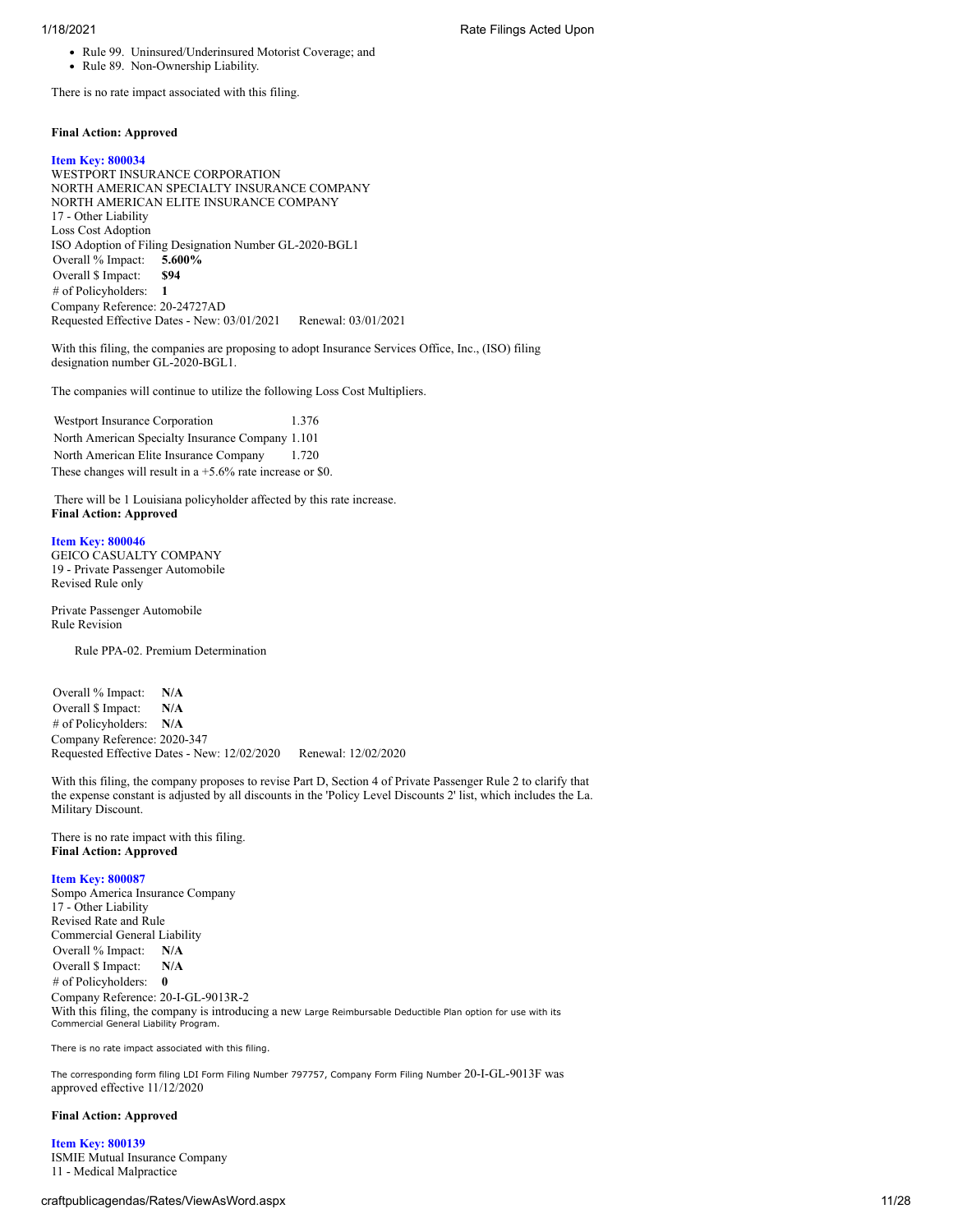- Rule 99. Uninsured/Underinsured Motorist Coverage; and
- Rule 89. Non-Ownership Liability.

There is no rate impact associated with this filing.

**Final Action: Approved**

**Item Key: 800034**
WESTPORT INSURANCE CORPORATION
NORTH AMERICAN SPECIALTY INSURANCE COMPANY
NORTH AMERICAN ELITE INSURANCE COMPANY
17 - Other Liability
Loss Cost Adoption
ISO Adoption of Filing Designation Number GL-2020-BGL1
Overall % Impact: **5.600%**
Overall $ Impact: **$94**
# of Policyholders: **1**
Company Reference: 20-24727AD
Requested Effective Dates - New: 03/01/2021 Renewal: 03/01/2021

With this filing, the companies are proposing to adopt Insurance Services Office, Inc., (ISO) filing designation number GL-2020-BGL1.

The companies will continue to utilize the following Loss Cost Multipliers.

| | |
|---|---|
| Westport Insurance Corporation | 1.376 |
| North American Specialty Insurance Company | 1.101 |
| North American Elite Insurance Company | 1.720 |

These changes will result in a +5.6% rate increase or $0.

There will be 1 Louisiana policyholder affected by this rate increase.
**Final Action: Approved**

**Item Key: 800046**
GEICO CASUALTY COMPANY
19 - Private Passenger Automobile
Revised Rule only

Private Passenger Automobile
Rule Revision

Rule PPA-02. Premium Determination

Overall % Impact: **N/A**
Overall $ Impact: **N/A**
# of Policyholders: **N/A**
Company Reference: 2020-347
Requested Effective Dates - New: 12/02/2020 Renewal: 12/02/2020

With this filing, the company proposes to revise Part D, Section 4 of Private Passenger Rule 2 to clarify that the expense constant is adjusted by all discounts in the 'Policy Level Discounts 2' list, which includes the La. Military Discount.

There is no rate impact with this filing.
**Final Action: Approved**

**Item Key: 800087**
Sompo America Insurance Company
17 - Other Liability
Revised Rate and Rule
Commercial General Liability
Overall % Impact: **N/A**
Overall $ Impact: **N/A**
# of Policyholders: **0**
Company Reference: 20-I-GL-9013R-2
With this filing, the company is introducing a new Large Reimbursable Deductible Plan option for use with its Commercial General Liability Program.

There is no rate impact associated with this filing.

The corresponding form filing LDI Form Filing Number 797757, Company Form Filing Number 20-I-GL-9013F was approved effective 11/12/2020

**Final Action: Approved**

**Item Key: 800139**
ISMIE Mutual Insurance Company
11 - Medical Malpractice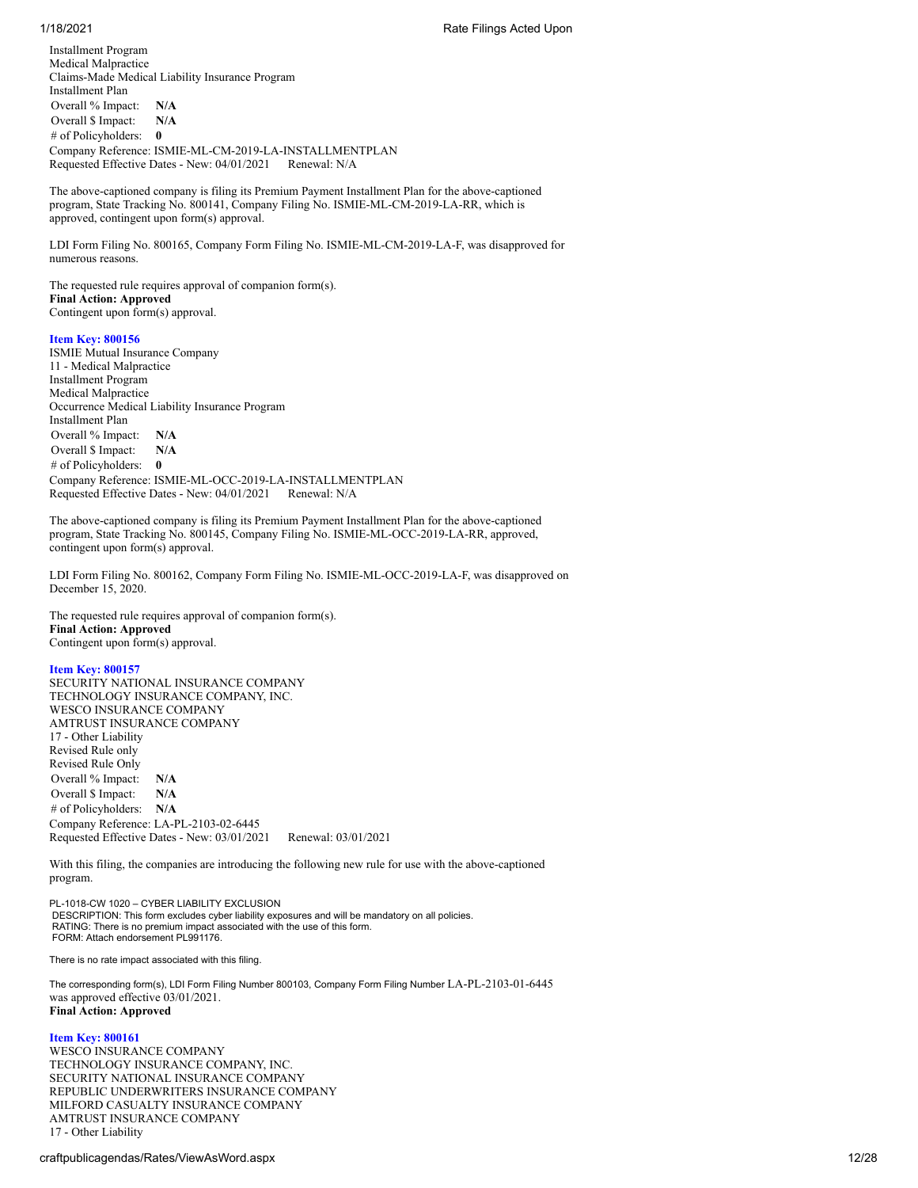Installment Program
Medical Malpractice
Claims-Made Medical Liability Insurance Program
Installment Plan

Overall % Impact: **N/A**
Overall $ Impact: **N/A**
# of Policyholders: **0**

Company Reference: ISMIE-ML-CM-2019-LA-INSTALLMENTPLAN
Requested Effective Dates - New: 04/01/2021 Renewal: N/A

The above-captioned company is filing its Premium Payment Installment Plan for the above-captioned program, State Tracking No. 800141, Company Filing No. ISMIE-ML-CM-2019-LA-RR, which is approved, contingent upon form(s) approval.

LDI Form Filing No. 800165, Company Form Filing No. ISMIE-ML-CM-2019-LA-F, was disapproved for numerous reasons.

The requested rule requires approval of companion form(s).
**Final Action: Approved**
Contingent upon form(s) approval.

**Item Key: 800156**
ISMIE Mutual Insurance Company
11 - Medical Malpractice
Installment Program
Medical Malpractice
Occurrence Medical Liability Insurance Program
Installment Plan

Overall % Impact: **N/A**
Overall $ Impact: **N/A**
# of Policyholders: **0**

Company Reference: ISMIE-ML-OCC-2019-LA-INSTALLMENTPLAN
Requested Effective Dates - New: 04/01/2021 Renewal: N/A

The above-captioned company is filing its Premium Payment Installment Plan for the above-captioned program, State Tracking No. 800145, Company Filing No. ISMIE-ML-OCC-2019-LA-RR, approved, contingent upon form(s) approval.

LDI Form Filing No. 800162, Company Form Filing No. ISMIE-ML-OCC-2019-LA-F, was disapproved on December 15, 2020.

The requested rule requires approval of companion form(s).
**Final Action: Approved**
Contingent upon form(s) approval.

**Item Key: 800157**
SECURITY NATIONAL INSURANCE COMPANY
TECHNOLOGY INSURANCE COMPANY, INC.
WESCO INSURANCE COMPANY
AMTRUST INSURANCE COMPANY
17 - Other Liability
Revised Rule only
Revised Rule Only

Overall % Impact: **N/A**
Overall $ Impact: **N/A**
# of Policyholders: **N/A**

Company Reference: LA-PL-2103-02-6445
Requested Effective Dates - New: 03/01/2021 Renewal: 03/01/2021

With this filing, the companies are introducing the following new rule for use with the above-captioned program.

PL-1018-CW 1020 – CYBER LIABILITY EXCLUSION
DESCRIPTION: This form excludes cyber liability exposures and will be mandatory on all policies.
RATING: There is no premium impact associated with the use of this form.
FORM: Attach endorsement PL991176.

There is no rate impact associated with this filing.

The corresponding form(s), LDI Form Filing Number 800103, Company Form Filing Number LA-PL-2103-01-6445 was approved effective 03/01/2021.
**Final Action: Approved**

**Item Key: 800161**
WESCO INSURANCE COMPANY
TECHNOLOGY INSURANCE COMPANY, INC.
SECURITY NATIONAL INSURANCE COMPANY
REPUBLIC UNDERWRITERS INSURANCE COMPANY
MILFORD CASUALTY INSURANCE COMPANY
AMTRUST INSURANCE COMPANY
17 - Other Liability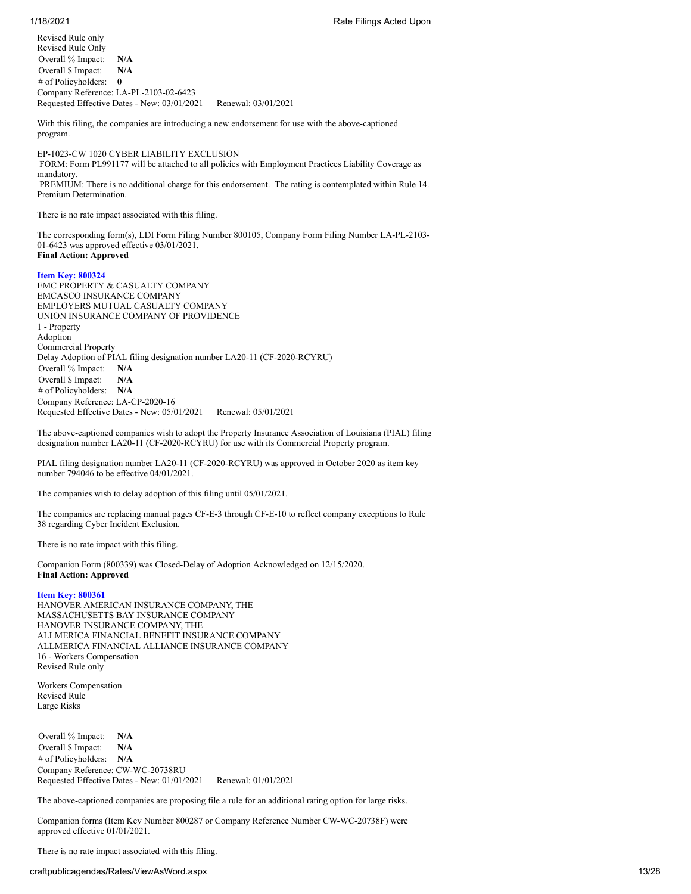Revised Rule only
Revised Rule Only
Overall % Impact: **N/A**
Overall $ Impact: **N/A**
# of Policyholders: **0**
Company Reference: LA-PL-2103-02-6423
Requested Effective Dates - New: 03/01/2021 Renewal: 03/01/2021

With this filing, the companies are introducing a new endorsement for use with the above-captioned program.

EP-1023-CW 1020 CYBER LIABILITY EXCLUSION
FORM: Form PL991177 will be attached to all policies with Employment Practices Liability Coverage as mandatory.
PREMIUM: There is no additional charge for this endorsement. The rating is contemplated within Rule 14. Premium Determination.

There is no rate impact associated with this filing.

The corresponding form(s), LDI Form Filing Number 800105, Company Form Filing Number LA-PL-2103-01-6423 was approved effective 03/01/2021.
**Final Action: Approved**

**Item Key: 800324**
EMC PROPERTY & CASUALTY COMPANY
EMCASCO INSURANCE COMPANY
EMPLOYERS MUTUAL CASUALTY COMPANY
UNION INSURANCE COMPANY OF PROVIDENCE
1 - Property
Adoption
Commercial Property
Delay Adoption of PIAL filing designation number LA20-11 (CF-2020-RCYRU)
Overall % Impact: **N/A**
Overall $ Impact: **N/A**
# of Policyholders: **N/A**
Company Reference: LA-CP-2020-16
Requested Effective Dates - New: 05/01/2021 Renewal: 05/01/2021

The above-captioned companies wish to adopt the Property Insurance Association of Louisiana (PIAL) filing designation number LA20-11 (CF-2020-RCYRU) for use with its Commercial Property program.

PIAL filing designation number LA20-11 (CF-2020-RCYRU) was approved in October 2020 as item key number 794046 to be effective 04/01/2021.

The companies wish to delay adoption of this filing until 05/01/2021.

The companies are replacing manual pages CF-E-3 through CF-E-10 to reflect company exceptions to Rule 38 regarding Cyber Incident Exclusion.

There is no rate impact with this filing.

Companion Form (800339) was Closed-Delay of Adoption Acknowledged on 12/15/2020.
**Final Action: Approved**

**Item Key: 800361**
HANOVER AMERICAN INSURANCE COMPANY, THE
MASSACHUSETTS BAY INSURANCE COMPANY
HANOVER INSURANCE COMPANY, THE
ALLMERICA FINANCIAL BENEFIT INSURANCE COMPANY
ALLMERICA FINANCIAL ALLIANCE INSURANCE COMPANY
16 - Workers Compensation
Revised Rule only

Workers Compensation
Revised Rule
Large Risks

Overall % Impact: **N/A**
Overall $ Impact: **N/A**
# of Policyholders: **N/A**
Company Reference: CW-WC-20738RU
Requested Effective Dates - New: 01/01/2021 Renewal: 01/01/2021

The above-captioned companies are proposing file a rule for an additional rating option for large risks.

Companion forms (Item Key Number 800287 or Company Reference Number CW-WC-20738F) were approved effective 01/01/2021.

There is no rate impact associated with this filing.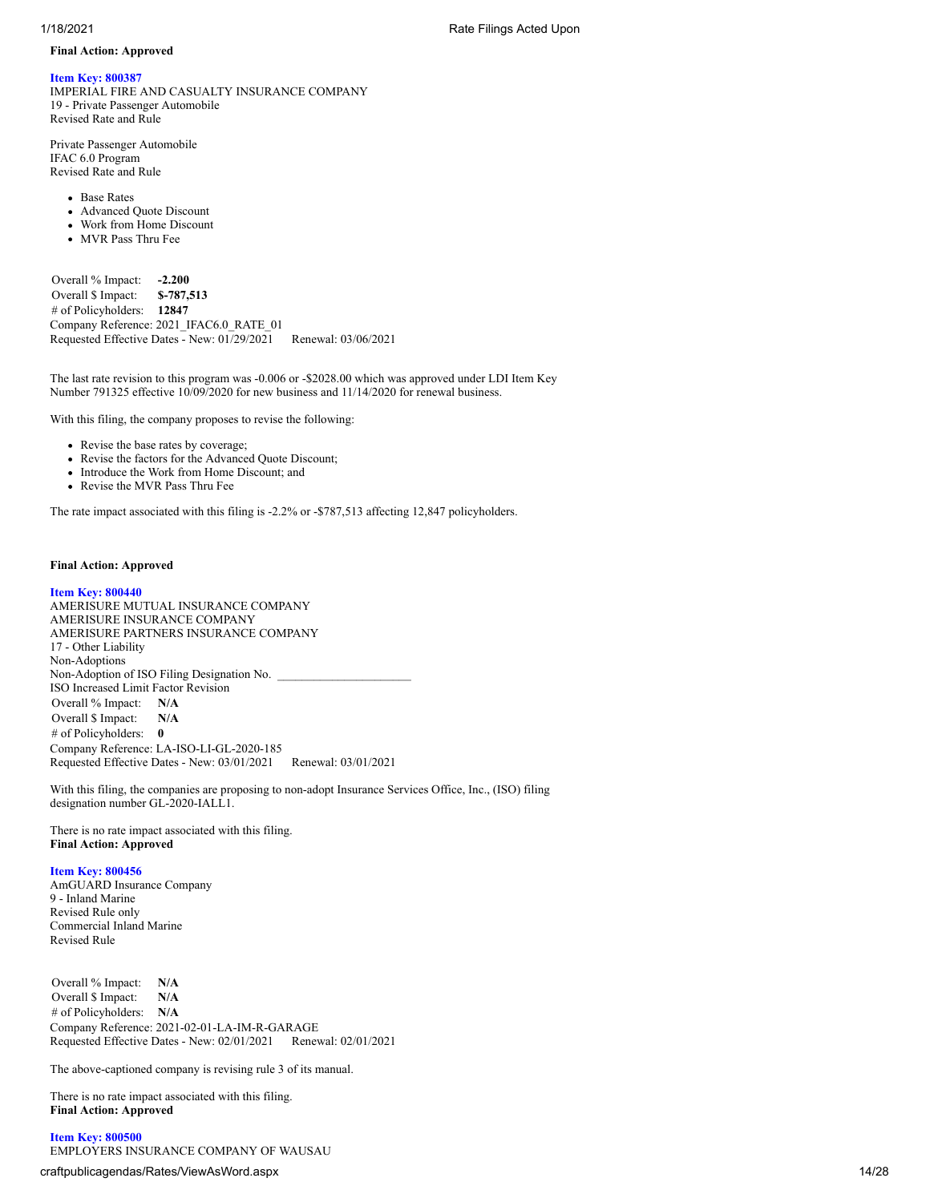**Final Action: Approved**

**Item Key: 800387**
IMPERIAL FIRE AND CASUALTY INSURANCE COMPANY
19 - Private Passenger Automobile
Revised Rate and Rule

Private Passenger Automobile
IFAC 6.0 Program
Revised Rate and Rule

- Base Rates
- Advanced Quote Discount
- Work from Home Discount
- MVR Pass Thru Fee

Overall % Impact: **-2.200**
Overall $ Impact: **$-787,513**
# of Policyholders: **12847**
Company Reference: 2021_IFAC6.0_RATE_01
Requested Effective Dates - New: 01/29/2021 Renewal: 03/06/2021

The last rate revision to this program was -0.006 or -$2028.00 which was approved under LDI Item Key Number 791325 effective 10/09/2020 for new business and 11/14/2020 for renewal business.

With this filing, the company proposes to revise the following:

- Revise the base rates by coverage;
- Revise the factors for the Advanced Quote Discount;
- Introduce the Work from Home Discount; and
- Revise the MVR Pass Thru Fee

The rate impact associated with this filing is -2.2% or -$787,513 affecting 12,847 policyholders.

**Final Action: Approved**

**Item Key: 800440**
AMERISURE MUTUAL INSURANCE COMPANY
AMERISURE INSURANCE COMPANY
AMERISURE PARTNERS INSURANCE COMPANY
17 - Other Liability
Non-Adoptions
Non-Adoption of ISO Filing Designation No. ______________________
ISO Increased Limit Factor Revision
Overall % Impact: **N/A**
Overall $ Impact: **N/A**
# of Policyholders: **0**
Company Reference: LA-ISO-LI-GL-2020-185
Requested Effective Dates - New: 03/01/2021 Renewal: 03/01/2021

With this filing, the companies are proposing to non-adopt Insurance Services Office, Inc., (ISO) filing designation number GL-2020-IALL1.

There is no rate impact associated with this filing.
**Final Action: Approved**

**Item Key: 800456**
AmGUARD Insurance Company
9 - Inland Marine
Revised Rule only
Commercial Inland Marine
Revised Rule

Overall % Impact: **N/A**
Overall $ Impact: **N/A**
# of Policyholders: **N/A**
Company Reference: 2021-02-01-LA-IM-R-GARAGE
Requested Effective Dates - New: 02/01/2021 Renewal: 02/01/2021

The above-captioned company is revising rule 3 of its manual.

There is no rate impact associated with this filing.
**Final Action: Approved**

**Item Key: 800500**
EMPLOYERS INSURANCE COMPANY OF WAUSAU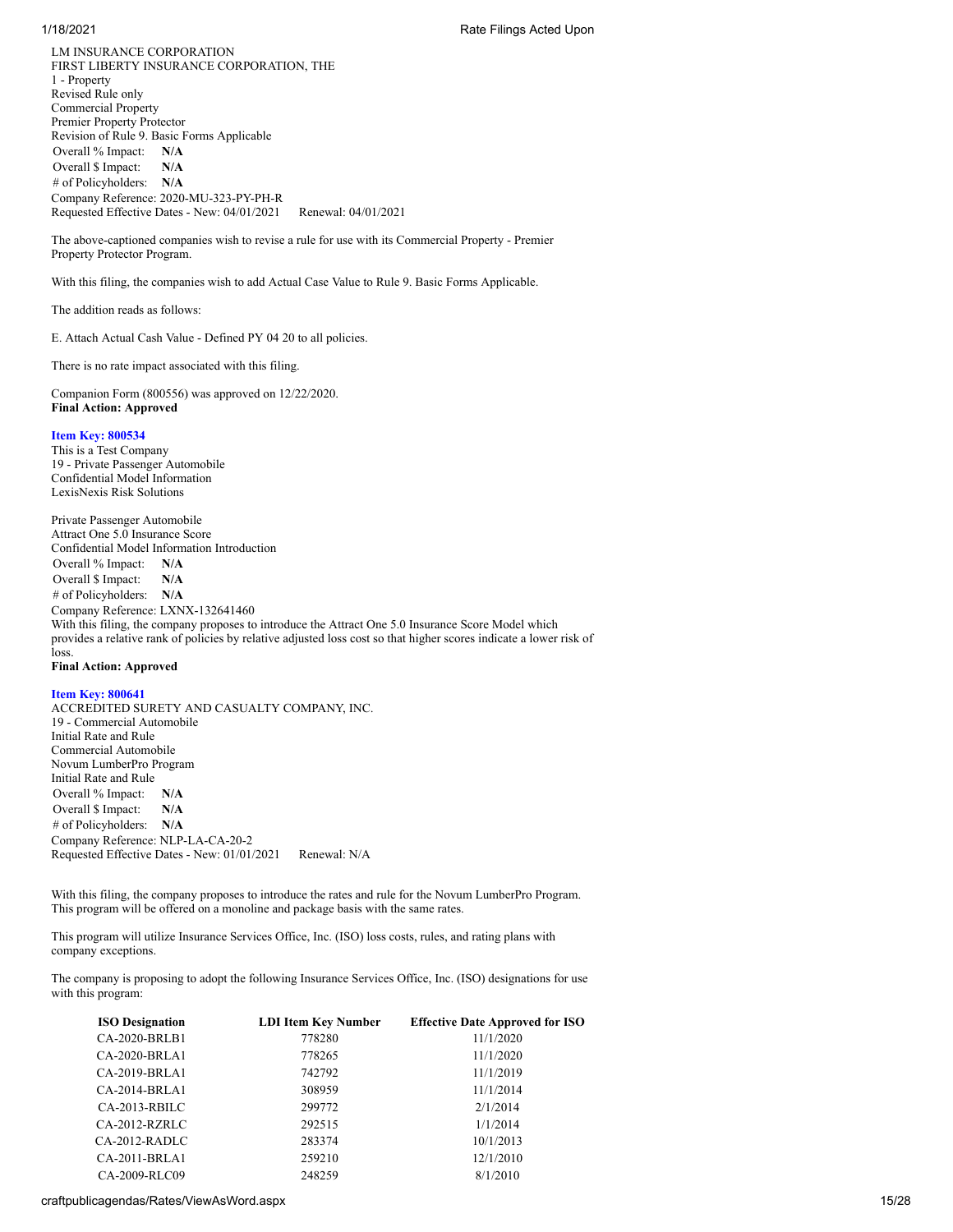LM INSURANCE CORPORATION
FIRST LIBERTY INSURANCE CORPORATION, THE
1 - Property
Revised Rule only
Commercial Property
Premier Property Protector
Revision of Rule 9. Basic Forms Applicable
Overall % Impact: **N/A**
Overall $ Impact: **N/A**
# of Policyholders: **N/A**
Company Reference: 2020-MU-323-PY-PH-R
Requested Effective Dates - New: 04/01/2021 Renewal: 04/01/2021

The above-captioned companies wish to revise a rule for use with its Commercial Property - Premier Property Protector Program.

With this filing, the companies wish to add Actual Case Value to Rule 9. Basic Forms Applicable.

The addition reads as follows:

E. Attach Actual Cash Value - Defined PY 04 20 to all policies.

There is no rate impact associated with this filing.

Companion Form (800556) was approved on 12/22/2020.
**Final Action: Approved**

**Item Key: 800534**
This is a Test Company
19 - Private Passenger Automobile
Confidential Model Information
LexisNexis Risk Solutions

Private Passenger Automobile
Attract One 5.0 Insurance Score
Confidential Model Information Introduction
Overall % Impact: **N/A**
Overall $ Impact: **N/A**
# of Policyholders: **N/A**
Company Reference: LXNX-132641460
With this filing, the company proposes to introduce the Attract One 5.0 Insurance Score Model which provides a relative rank of policies by relative adjusted loss cost so that higher scores indicate a lower risk of loss.
**Final Action: Approved**

**Item Key: 800641**
ACCREDITED SURETY AND CASUALTY COMPANY, INC.
19 - Commercial Automobile
Initial Rate and Rule
Commercial Automobile
Novum LumberPro Program
Initial Rate and Rule
Overall % Impact: **N/A**
Overall $ Impact: **N/A**
# of Policyholders: **N/A**
Company Reference: NLP-LA-CA-20-2
Requested Effective Dates - New: 01/01/2021 Renewal: N/A

With this filing, the company proposes to introduce the rates and rule for the Novum LumberPro Program. This program will be offered on a monoline and package basis with the same rates.

This program will utilize Insurance Services Office, Inc. (ISO) loss costs, rules, and rating plans with company exceptions.

The company is proposing to adopt the following Insurance Services Office, Inc. (ISO) designations for use with this program:

| ISO Designation | LDI Item Key Number | Effective Date Approved for ISO |
|---|---|---|
| CA-2020-BRLB1 | 778280 | 11/1/2020 |
| CA-2020-BRLA1 | 778265 | 11/1/2020 |
| CA-2019-BRLA1 | 742792 | 11/1/2019 |
| CA-2014-BRLA1 | 308959 | 11/1/2014 |
| CA-2013-RBILC | 299772 | 2/1/2014 |
| CA-2012-RZRLC | 292515 | 1/1/2014 |
| CA-2012-RADLC | 283374 | 10/1/2013 |
| CA-2011-BRLA1 | 259210 | 12/1/2010 |
| CA-2009-RLC09 | 248259 | 8/1/2010 |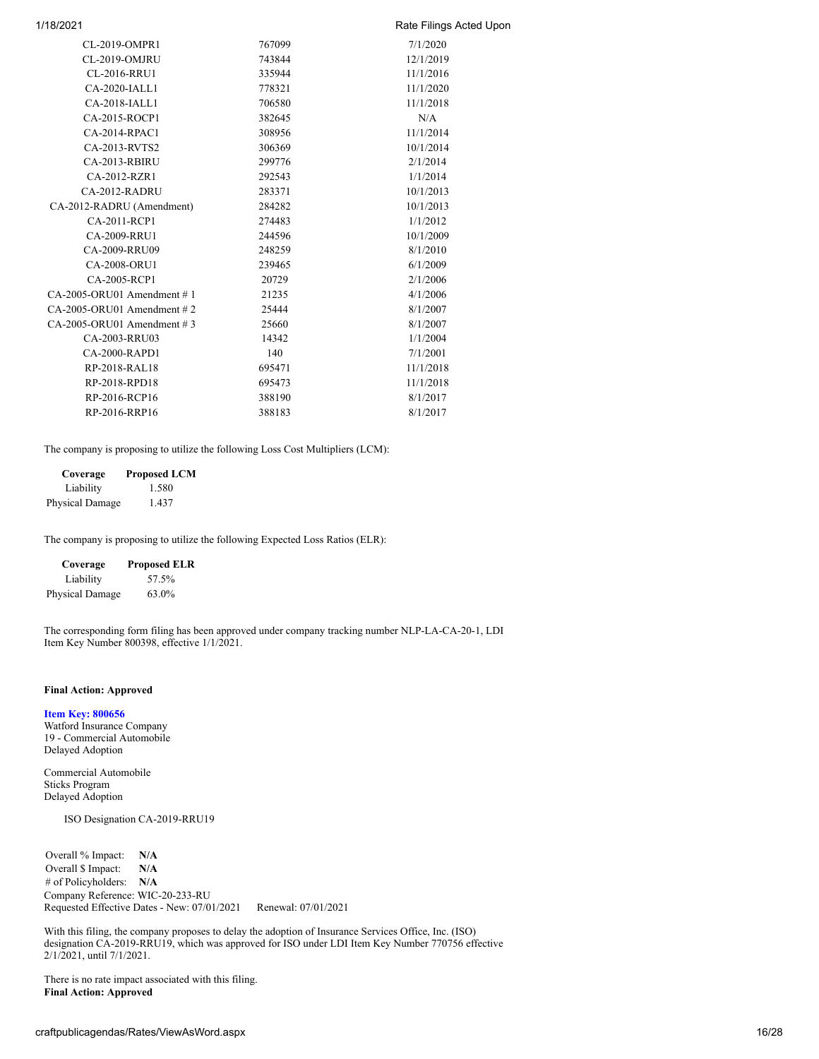| | | |
|---|---|---|
| CL-2019-OMPR1 | 767099 | 7/1/2020 |
| CL-2019-OMJRU | 743844 | 12/1/2019 |
| CL-2016-RRU1 | 335944 | 11/1/2016 |
| CA-2020-IALL1 | 778321 | 11/1/2020 |
| CA-2018-IALL1 | 706580 | 11/1/2018 |
| CA-2015-ROCP1 | 382645 | N/A |
| CA-2014-RPAC1 | 308956 | 11/1/2014 |
| CA-2013-RVTS2 | 306369 | 10/1/2014 |
| CA-2013-RBIRU | 299776 | 2/1/2014 |
| CA-2012-RZR1 | 292543 | 1/1/2014 |
| CA-2012-RADRU | 283371 | 10/1/2013 |
| CA-2012-RADRU (Amendment) | 284282 | 10/1/2013 |
| CA-2011-RCP1 | 274483 | 1/1/2012 |
| CA-2009-RRU1 | 244596 | 10/1/2009 |
| CA-2009-RRU09 | 248259 | 8/1/2010 |
| CA-2008-ORU1 | 239465 | 6/1/2009 |
| CA-2005-RCP1 | 20729 | 2/1/2006 |
| CA-2005-ORU01 Amendment # 1 | 21235 | 4/1/2006 |
| CA-2005-ORU01 Amendment # 2 | 25444 | 8/1/2007 |
| CA-2005-ORU01 Amendment # 3 | 25660 | 8/1/2007 |
| CA-2003-RRU03 | 14342 | 1/1/2004 |
| CA-2000-RAPD1 | 140 | 7/1/2001 |
| RP-2018-RAL18 | 695471 | 11/1/2018 |
| RP-2018-RPD18 | 695473 | 11/1/2018 |
| RP-2016-RCP16 | 388190 | 8/1/2017 |
| RP-2016-RRP16 | 388183 | 8/1/2017 |

The company is proposing to utilize the following Loss Cost Multipliers (LCM):

| Coverage | Proposed LCM |
|---|---|
| Liability | 1.580 |
| Physical Damage | 1.437 |

The company is proposing to utilize the following Expected Loss Ratios (ELR):

| Coverage | Proposed ELR |
|---|---|
| Liability | 57.5% |
| Physical Damage | 63.0% |

The corresponding form filing has been approved under company tracking number NLP-LA-CA-20-1, LDI Item Key Number 800398, effective 1/1/2021.

**Final Action: Approved**

**Item Key: 800656**
Watford Insurance Company
19 - Commercial Automobile
Delayed Adoption

Commercial Automobile
Sticks Program
Delayed Adoption

ISO Designation CA-2019-RRU19

Overall % Impact: **N/A**
Overall $ Impact: **N/A**
# of Policyholders: **N/A**
Company Reference: WIC-20-233-RU
Requested Effective Dates - New: 07/01/2021 Renewal: 07/01/2021

With this filing, the company proposes to delay the adoption of Insurance Services Office, Inc. (ISO) designation CA-2019-RRU19, which was approved for ISO under LDI Item Key Number 770756 effective 2/1/2021, until 7/1/2021.

There is no rate impact associated with this filing.
**Final Action: Approved**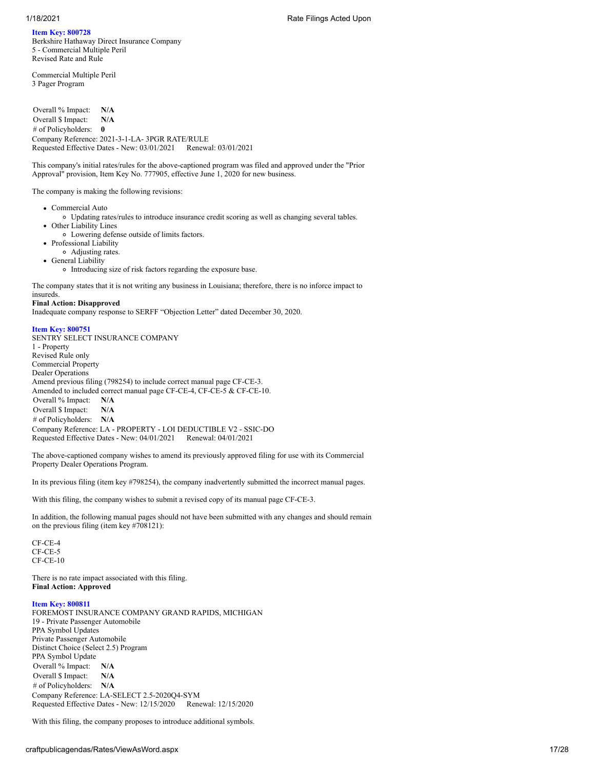**Item Key: 800728**
Berkshire Hathaway Direct Insurance Company
5 - Commercial Multiple Peril
Revised Rate and Rule

Commercial Multiple Peril
3 Pager Program

Overall % Impact: **N/A**
Overall $ Impact: **N/A**
# of Policyholders: **0**
Company Reference: 2021-3-1-LA- 3PGR RATE/RULE
Requested Effective Dates - New: 03/01/2021 Renewal: 03/01/2021

This company's initial rates/rules for the above-captioned program was filed and approved under the "Prior Approval" provision, Item Key No. 777905, effective June 1, 2020 for new business.

The company is making the following revisions:

- Commercial Auto
  - Updating rates/rules to introduce insurance credit scoring as well as changing several tables.
- Other Liability Lines
  - Lowering defense outside of limits factors.
- Professional Liability
  - Adjusting rates.
- General Liability
  - Introducing size of risk factors regarding the exposure base.

The company states that it is not writing any business in Louisiana; therefore, there is no inforce impact to insureds.
**Final Action: Disapproved**
Inadequate company response to SERFF "Objection Letter" dated December 30, 2020.

**Item Key: 800751**
SENTRY SELECT INSURANCE COMPANY
1 - Property
Revised Rule only
Commercial Property
Dealer Operations
Amend previous filing (798254) to include correct manual page CF-CE-3.
Amended to included correct manual page CF-CE-4, CF-CE-5 & CF-CE-10.
Overall % Impact: **N/A**
Overall $ Impact: **N/A**
# of Policyholders: **N/A**
Company Reference: LA - PROPERTY - LOI DEDUCTIBLE V2 - SSIC-DO
Requested Effective Dates - New: 04/01/2021 Renewal: 04/01/2021

The above-captioned company wishes to amend its previously approved filing for use with its Commercial Property Dealer Operations Program.

In its previous filing (item key #798254), the company inadvertently submitted the incorrect manual pages.

With this filing, the company wishes to submit a revised copy of its manual page CF-CE-3.

In addition, the following manual pages should not have been submitted with any changes and should remain on the previous filing (item key #708121):

CF-CE-4
CF-CE-5
CF-CE-10

There is no rate impact associated with this filing.
**Final Action: Approved**

**Item Key: 800811**
FOREMOST INSURANCE COMPANY GRAND RAPIDS, MICHIGAN
19 - Private Passenger Automobile
PPA Symbol Updates
Private Passenger Automobile
Distinct Choice (Select 2.5) Program
PPA Symbol Update
Overall % Impact: **N/A**
Overall $ Impact: **N/A**
# of Policyholders: **N/A**
Company Reference: LA-SELECT 2.5-2020Q4-SYM
Requested Effective Dates - New: 12/15/2020 Renewal: 12/15/2020

With this filing, the company proposes to introduce additional symbols.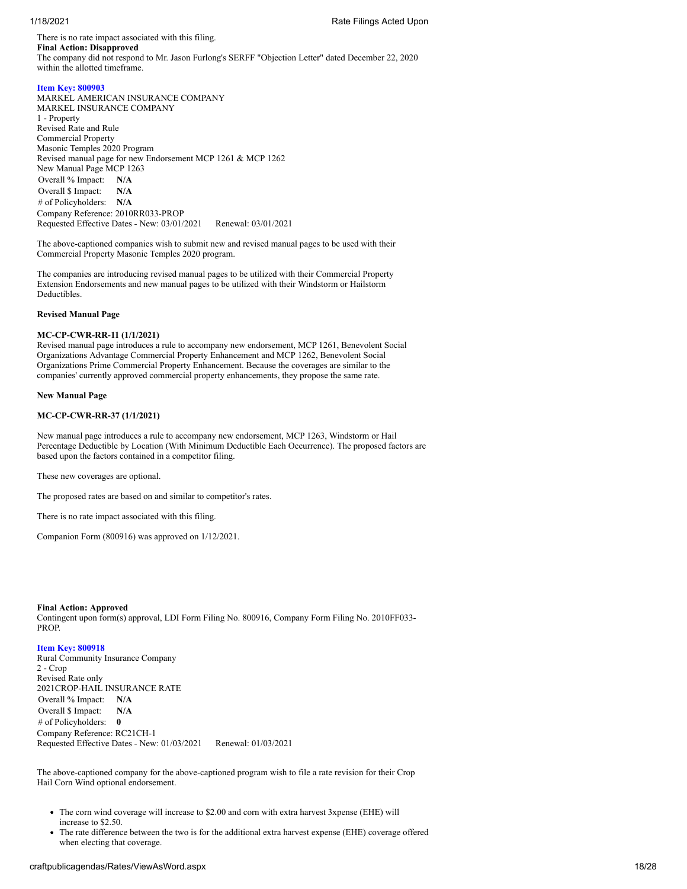There is no rate impact associated with this filing.

**Final Action: Disapproved**

The company did not respond to Mr. Jason Furlong's SERFF "Objection Letter" dated December 22, 2020 within the allotted timeframe.

**Item Key: 800903**

MARKEL AMERICAN INSURANCE COMPANY
MARKEL INSURANCE COMPANY
1 - Property
Revised Rate and Rule
Commercial Property
Masonic Temples 2020 Program
Revised manual page for new Endorsement MCP 1261 & MCP 1262
New Manual Page MCP 1263

| | |
|---|---|
| Overall % Impact: | **N/A** |
| Overall $ Impact: | **N/A** |
| # of Policyholders: | **N/A** |

Company Reference: 2010RR033-PROP
Requested Effective Dates - New: 03/01/2021 Renewal: 03/01/2021

The above-captioned companies wish to submit new and revised manual pages to be used with their Commercial Property Masonic Temples 2020 program.

The companies are introducing revised manual pages to be utilized with their Commercial Property Extension Endorsements and new manual pages to be utilized with their Windstorm or Hailstorm Deductibles.

**Revised Manual Page**

**MC-CP-CWR-RR-11 (1/1/2021)**

Revised manual page introduces a rule to accompany new endorsement, MCP 1261, Benevolent Social Organizations Advantage Commercial Property Enhancement and MCP 1262, Benevolent Social Organizations Prime Commercial Property Enhancement. Because the coverages are similar to the companies' currently approved commercial property enhancements, they propose the same rate.

**New Manual Page**

**MC-CP-CWR-RR-37 (1/1/2021)**

New manual page introduces a rule to accompany new endorsement, MCP 1263, Windstorm or Hail Percentage Deductible by Location (With Minimum Deductible Each Occurrence). The proposed factors are based upon the factors contained in a competitor filing.

These new coverages are optional.

The proposed rates are based on and similar to competitor's rates.

There is no rate impact associated with this filing.

Companion Form (800916) was approved on 1/12/2021.

**Final Action: Approved**

Contingent upon form(s) approval, LDI Form Filing No. 800916, Company Form Filing No. 2010FF033-PROP.

**Item Key: 800918**

Rural Community Insurance Company
2 - Crop
Revised Rate only
2021CROP-HAIL INSURANCE RATE

| | |
|---|---|
| Overall % Impact: | **N/A** |
| Overall $ Impact: | **N/A** |
| # of Policyholders: | **0** |

Company Reference: RC21CH-1
Requested Effective Dates - New: 01/03/2021 Renewal: 01/03/2021

The above-captioned company for the above-captioned program wish to file a rate revision for their Crop Hail Corn Wind optional endorsement.

- The corn wind coverage will increase to $2.00 and corn with extra harvest 3xpense (EHE) will increase to $2.50.
- The rate difference between the two is for the additional extra harvest expense (EHE) coverage offered when electing that coverage.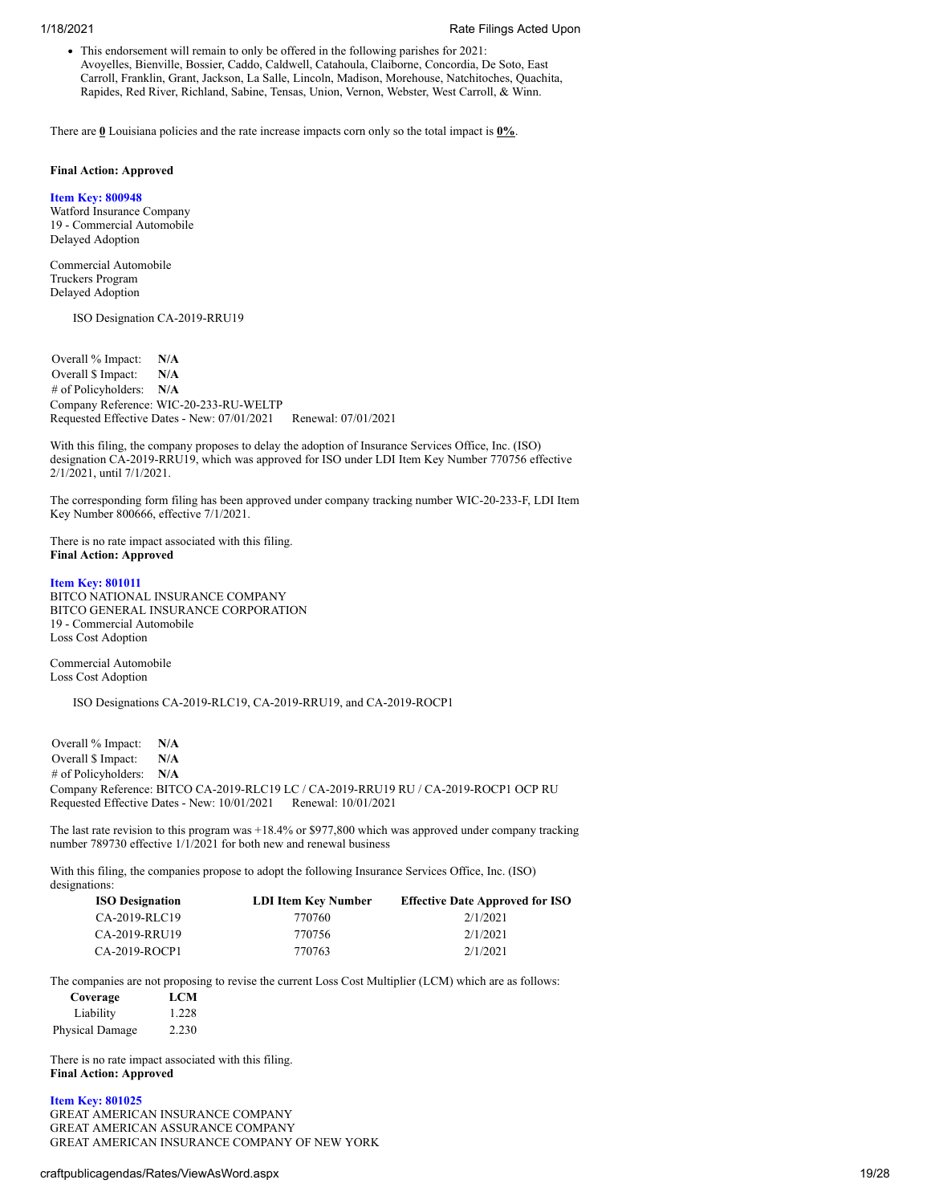- This endorsement will remain to only be offered in the following parishes for 2021: Avoyelles, Bienville, Bossier, Caddo, Caldwell, Catahoula, Claiborne, Concordia, De Soto, East Carroll, Franklin, Grant, Jackson, La Salle, Lincoln, Madison, Morehouse, Natchitoches, Quachita, Rapides, Red River, Richland, Sabine, Tensas, Union, Vernon, Webster, West Carroll, & Winn.

There are **0** Louisiana policies and the rate increase impacts corn only so the total impact is **0%**.

**Final Action: Approved**

**Item Key: 800948**
Watford Insurance Company
19 - Commercial Automobile
Delayed Adoption

Commercial Automobile
Truckers Program
Delayed Adoption

ISO Designation CA-2019-RRU19

Overall % Impact: **N/A**
Overall $ Impact: **N/A**
# of Policyholders: **N/A**
Company Reference: WIC-20-233-RU-WELTP
Requested Effective Dates - New: 07/01/2021 Renewal: 07/01/2021

With this filing, the company proposes to delay the adoption of Insurance Services Office, Inc. (ISO) designation CA-2019-RRU19, which was approved for ISO under LDI Item Key Number 770756 effective 2/1/2021, until 7/1/2021.

The corresponding form filing has been approved under company tracking number WIC-20-233-F, LDI Item Key Number 800666, effective 7/1/2021.

There is no rate impact associated with this filing.
**Final Action: Approved**

**Item Key: 801011**
BITCO NATIONAL INSURANCE COMPANY
BITCO GENERAL INSURANCE CORPORATION
19 - Commercial Automobile
Loss Cost Adoption

Commercial Automobile
Loss Cost Adoption

ISO Designations CA-2019-RLC19, CA-2019-RRU19, and CA-2019-ROCP1

Overall % Impact: **N/A**
Overall $ Impact: **N/A**
# of Policyholders: **N/A**
Company Reference: BITCO CA-2019-RLC19 LC / CA-2019-RRU19 RU / CA-2019-ROCP1 OCP RU
Requested Effective Dates - New: 10/01/2021 Renewal: 10/01/2021

The last rate revision to this program was +18.4% or $977,800 which was approved under company tracking number 789730 effective 1/1/2021 for both new and renewal business

With this filing, the companies propose to adopt the following Insurance Services Office, Inc. (ISO) designations:

| ISO Designation | LDI Item Key Number | Effective Date Approved for ISO |
|---|---|---|
| CA-2019-RLC19 | 770760 | 2/1/2021 |
| CA-2019-RRU19 | 770756 | 2/1/2021 |
| CA-2019-ROCP1 | 770763 | 2/1/2021 |

The companies are not proposing to revise the current Loss Cost Multiplier (LCM) which are as follows:

| Coverage | LCM |
|---|---|
| Liability | 1.228 |
| Physical Damage | 2.230 |

There is no rate impact associated with this filing.
**Final Action: Approved**

**Item Key: 801025**
GREAT AMERICAN INSURANCE COMPANY
GREAT AMERICAN ASSURANCE COMPANY
GREAT AMERICAN INSURANCE COMPANY OF NEW YORK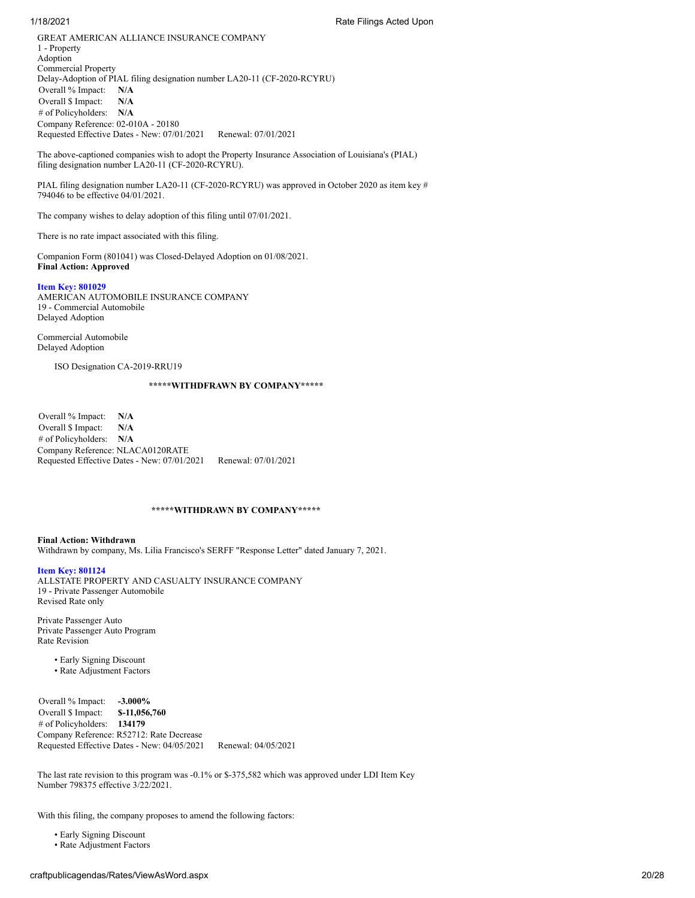GREAT AMERICAN ALLIANCE INSURANCE COMPANY
1 - Property
Adoption
Commercial Property
Delay-Adoption of PIAL filing designation number LA20-11 (CF-2020-RCYRU)

Overall % Impact: **N/A**
Overall $ Impact: **N/A**
# of Policyholders: **N/A**
Company Reference: 02-010A - 20180
Requested Effective Dates - New: 07/01/2021 Renewal: 07/01/2021

The above-captioned companies wish to adopt the Property Insurance Association of Louisiana's (PIAL) filing designation number LA20-11 (CF-2020-RCYRU).

PIAL filing designation number LA20-11 (CF-2020-RCYRU) was approved in October 2020 as item key # 794046 to be effective 04/01/2021.

The company wishes to delay adoption of this filing until 07/01/2021.

There is no rate impact associated with this filing.

Companion Form (801041) was Closed-Delayed Adoption on 01/08/2021.
**Final Action: Approved**

**Item Key: 801029**
AMERICAN AUTOMOBILE INSURANCE COMPANY
19 - Commercial Automobile
Delayed Adoption

Commercial Automobile
Delayed Adoption

ISO Designation CA-2019-RRU19

**\*\*\*\*\*WITHDFRAWN BY COMPANY\*\*\*\*\***

Overall % Impact: **N/A**
Overall $ Impact: **N/A**
# of Policyholders: **N/A**
Company Reference: NLACA0120RATE
Requested Effective Dates - New: 07/01/2021 Renewal: 07/01/2021

**\*\*\*\*\*WITHDRAWN BY COMPANY\*\*\*\*\***

**Final Action: Withdrawn**
Withdrawn by company, Ms. Lilia Francisco's SERFF "Response Letter" dated January 7, 2021.

**Item Key: 801124**
ALLSTATE PROPERTY AND CASUALTY INSURANCE COMPANY
19 - Private Passenger Automobile
Revised Rate only

Private Passenger Auto
Private Passenger Auto Program
Rate Revision

- Early Signing Discount
- Rate Adjustment Factors

Overall % Impact: **-3.000%**
Overall $ Impact: **$-11,056,760**
# of Policyholders: **134179**
Company Reference: R52712: Rate Decrease
Requested Effective Dates - New: 04/05/2021 Renewal: 04/05/2021

The last rate revision to this program was -0.1% or $-375,582 which was approved under LDI Item Key Number 798375 effective 3/22/2021.

With this filing, the company proposes to amend the following factors:

- Early Signing Discount
- Rate Adjustment Factors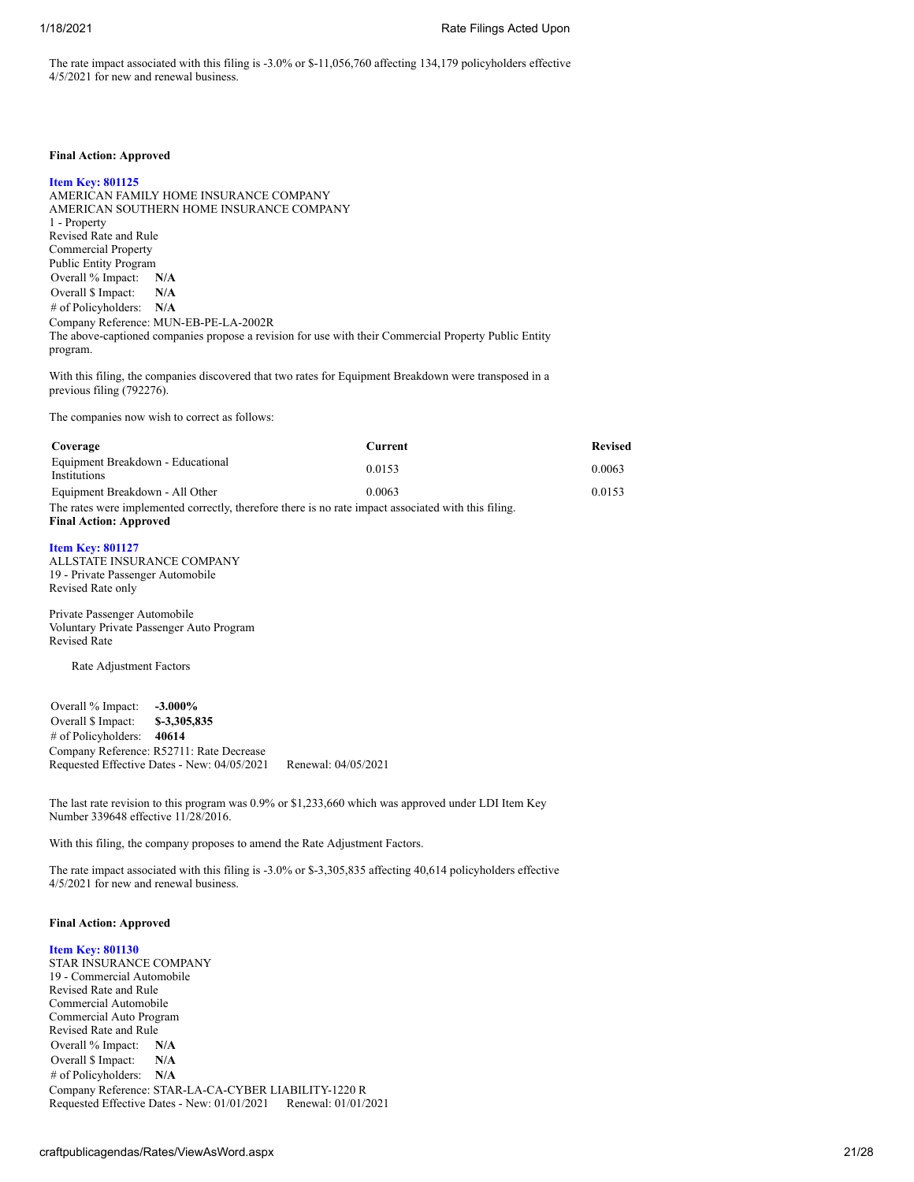The rate impact associated with this filing is -3.0% or $-11,056,760 affecting 134,179 policyholders effective 4/5/2021 for new and renewal business.

**Final Action: Approved**

**Item Key: 801125**
AMERICAN FAMILY HOME INSURANCE COMPANY
AMERICAN SOUTHERN HOME INSURANCE COMPANY
1 - Property
Revised Rate and Rule
Commercial Property
Public Entity Program
Overall % Impact: **N/A**
Overall $ Impact: **N/A**
# of Policyholders: **N/A**
Company Reference: MUN-EB-PE-LA-2002R
The above-captioned companies propose a revision for use with their Commercial Property Public Entity program.

With this filing, the companies discovered that two rates for Equipment Breakdown were transposed in a previous filing (792276).

The companies now wish to correct as follows:

| Coverage | Current | Revised |
|---|---|---|
| Equipment Breakdown - Educational Institutions | 0.0153 | 0.0063 |
| Equipment Breakdown - All Other | 0.0063 | 0.0153 |

The rates were implemented correctly, therefore there is no rate impact associated with this filing.
**Final Action: Approved**

**Item Key: 801127**
ALLSTATE INSURANCE COMPANY
19 - Private Passenger Automobile
Revised Rate only

Private Passenger Automobile
Voluntary Private Passenger Auto Program
Revised Rate

Rate Adjustment Factors

Overall % Impact: **-3.000%**
Overall $ Impact: **$-3,305,835**
# of Policyholders: **40614**
Company Reference: R52711: Rate Decrease
Requested Effective Dates - New: 04/05/2021 Renewal: 04/05/2021

The last rate revision to this program was 0.9% or $1,233,660 which was approved under LDI Item Key Number 339648 effective 11/28/2016.

With this filing, the company proposes to amend the Rate Adjustment Factors.

The rate impact associated with this filing is -3.0% or $-3,305,835 affecting 40,614 policyholders effective 4/5/2021 for new and renewal business.

**Final Action: Approved**

**Item Key: 801130**
STAR INSURANCE COMPANY
19 - Commercial Automobile
Revised Rate and Rule
Commercial Automobile
Commercial Auto Program
Revised Rate and Rule
Overall % Impact: **N/A**
Overall $ Impact: **N/A**
# of Policyholders: **N/A**
Company Reference: STAR-LA-CA-CYBER LIABILITY-1220 R
Requested Effective Dates - New: 01/01/2021 Renewal: 01/01/2021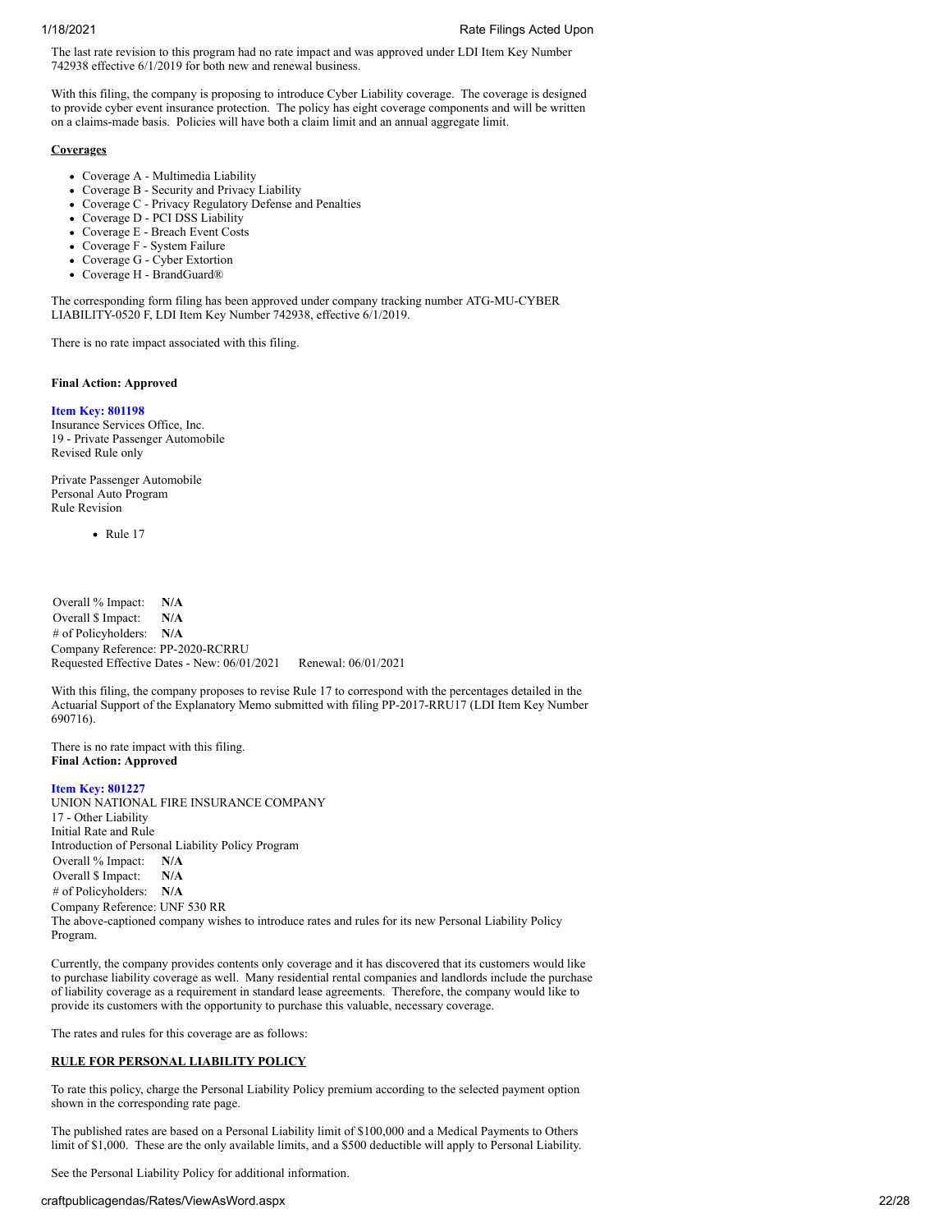The last rate revision to this program had no rate impact and was approved under LDI Item Key Number 742938 effective 6/1/2019 for both new and renewal business.

With this filing, the company is proposing to introduce Cyber Liability coverage. The coverage is designed to provide cyber event insurance protection. The policy has eight coverage components and will be written on a claims-made basis. Policies will have both a claim limit and an annual aggregate limit.

**Coverages**

- Coverage A - Multimedia Liability
- Coverage B - Security and Privacy Liability
- Coverage C - Privacy Regulatory Defense and Penalties
- Coverage D - PCI DSS Liability
- Coverage E - Breach Event Costs
- Coverage F - System Failure
- Coverage G - Cyber Extortion
- Coverage H - BrandGuard®

The corresponding form filing has been approved under company tracking number ATG-MU-CYBER LIABILITY-0520 F, LDI Item Key Number 742938, effective 6/1/2019.

There is no rate impact associated with this filing.

**Final Action: Approved**

**Item Key: 801198**
Insurance Services Office, Inc.
19 - Private Passenger Automobile
Revised Rule only

Private Passenger Automobile
Personal Auto Program
Rule Revision

- Rule 17

Overall % Impact: **N/A**
Overall $ Impact: **N/A**
\# of Policyholders: **N/A**
Company Reference: PP-2020-RCRRU
Requested Effective Dates - New: 06/01/2021 Renewal: 06/01/2021

With this filing, the company proposes to revise Rule 17 to correspond with the percentages detailed in the Actuarial Support of the Explanatory Memo submitted with filing PP-2017-RRU17 (LDI Item Key Number 690716).

There is no rate impact with this filing.
**Final Action: Approved**

**Item Key: 801227**
UNION NATIONAL FIRE INSURANCE COMPANY
17 - Other Liability
Initial Rate and Rule
Introduction of Personal Liability Policy Program
Overall % Impact: **N/A**
Overall $ Impact: **N/A**
\# of Policyholders: **N/A**
Company Reference: UNF 530 RR
The above-captioned company wishes to introduce rates and rules for its new Personal Liability Policy Program.

Currently, the company provides contents only coverage and it has discovered that its customers would like to purchase liability coverage as well. Many residential rental companies and landlords include the purchase of liability coverage as a requirement in standard lease agreements. Therefore, the company would like to provide its customers with the opportunity to purchase this valuable, necessary coverage.

The rates and rules for this coverage are as follows:

**RULE FOR PERSONAL LIABILITY POLICY**

To rate this policy, charge the Personal Liability Policy premium according to the selected payment option shown in the corresponding rate page.

The published rates are based on a Personal Liability limit of $100,000 and a Medical Payments to Others limit of $1,000. These are the only available limits, and a $500 deductible will apply to Personal Liability.

See the Personal Liability Policy for additional information.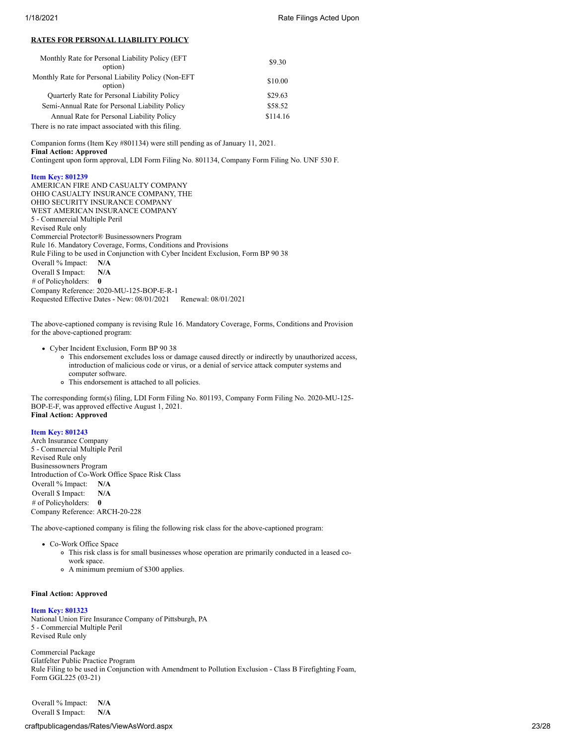**RATES FOR PERSONAL LIABILITY POLICY**

| | |
|---|---|
| Monthly Rate for Personal Liability Policy (EFT option) | $9.30 |
| Monthly Rate for Personal Liability Policy (Non-EFT option) | $10.00 |
| Quarterly Rate for Personal Liability Policy | $29.63 |
| Semi-Annual Rate for Personal Liability Policy | $58.52 |
| Annual Rate for Personal Liability Policy | $114.16 |

There is no rate impact associated with this filing.

Companion forms (Item Key #801134) were still pending as of January 11, 2021.
**Final Action: Approved**
Contingent upon form approval, LDI Form Filing No. 801134, Company Form Filing No. UNF 530 F.

**Item Key: 801239**
AMERICAN FIRE AND CASUALTY COMPANY
OHIO CASUALTY INSURANCE COMPANY, THE
OHIO SECURITY INSURANCE COMPANY
WEST AMERICAN INSURANCE COMPANY
5 - Commercial Multiple Peril
Revised Rule only
Commercial Protector® Businessowners Program
Rule 16. Mandatory Coverage, Forms, Conditions and Provisions
Rule Filing to be used in Conjunction with Cyber Incident Exclusion, Form BP 90 38
Overall % Impact: **N/A**
Overall $ Impact: **N/A**
# of Policyholders: **0**
Company Reference: 2020-MU-125-BOP-E-R-1
Requested Effective Dates - New: 08/01/2021 Renewal: 08/01/2021

The above-captioned company is revising Rule 16. Mandatory Coverage, Forms, Conditions and Provision for the above-captioned program:

- Cyber Incident Exclusion, Form BP 90 38
  - This endorsement excludes loss or damage caused directly or indirectly by unauthorized access, introduction of malicious code or virus, or a denial of service attack computer systems and computer software.
  - This endorsement is attached to all policies.

The corresponding form(s) filing, LDI Form Filing No. 801193, Company Form Filing No. 2020-MU-125-BOP-E-F, was approved effective August 1, 2021.
**Final Action: Approved**

**Item Key: 801243**
Arch Insurance Company
5 - Commercial Multiple Peril
Revised Rule only
Businessowners Program
Introduction of Co-Work Office Space Risk Class
Overall % Impact: **N/A**
Overall $ Impact: **N/A**
# of Policyholders: **0**
Company Reference: ARCH-20-228

The above-captioned company is filing the following risk class for the above-captioned program:

- Co-Work Office Space
  - This risk class is for small businesses whose operation are primarily conducted in a leased co-work space.
  - A minimum premium of $300 applies.

**Final Action: Approved**

**Item Key: 801323**
National Union Fire Insurance Company of Pittsburgh, PA
5 - Commercial Multiple Peril
Revised Rule only

Commercial Package
Glatfelter Public Practice Program
Rule Filing to be used in Conjunction with Amendment to Pollution Exclusion - Class B Firefighting Foam, Form GGL225 (03-21)

Overall % Impact: **N/A**
Overall $ Impact: **N/A**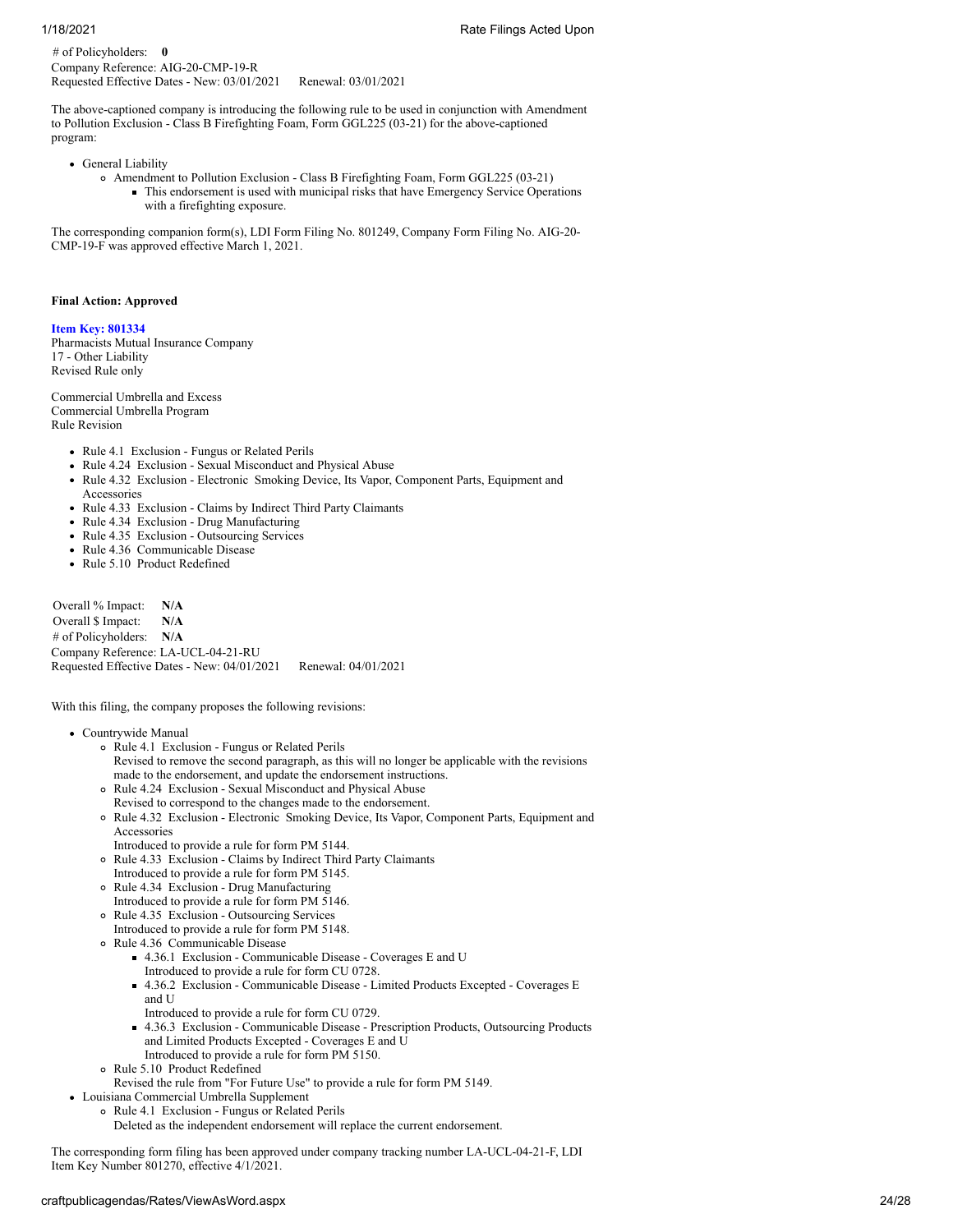\# of Policyholders: **0**
Company Reference: AIG-20-CMP-19-R
Requested Effective Dates - New: 03/01/2021 Renewal: 03/01/2021

The above-captioned company is introducing the following rule to be used in conjunction with Amendment to Pollution Exclusion - Class B Firefighting Foam, Form GGL225 (03-21) for the above-captioned program:

- General Liability
  - Amendment to Pollution Exclusion - Class B Firefighting Foam, Form GGL225 (03-21)
    - This endorsement is used with municipal risks that have Emergency Service Operations with a firefighting exposure.

The corresponding companion form(s), LDI Form Filing No. 801249, Company Form Filing No. AIG-20-CMP-19-F was approved effective March 1, 2021.

**Final Action: Approved**

**Item Key: 801334**
Pharmacists Mutual Insurance Company
17 - Other Liability
Revised Rule only

Commercial Umbrella and Excess
Commercial Umbrella Program
Rule Revision

- Rule 4.1 Exclusion - Fungus or Related Perils
- Rule 4.24 Exclusion - Sexual Misconduct and Physical Abuse
- Rule 4.32 Exclusion - Electronic Smoking Device, Its Vapor, Component Parts, Equipment and Accessories
- Rule 4.33 Exclusion - Claims by Indirect Third Party Claimants
- Rule 4.34 Exclusion - Drug Manufacturing
- Rule 4.35 Exclusion - Outsourcing Services
- Rule 4.36 Communicable Disease
- Rule 5.10 Product Redefined

Overall % Impact: **N/A**
Overall $ Impact: **N/A**
\# of Policyholders: **N/A**
Company Reference: LA-UCL-04-21-RU
Requested Effective Dates - New: 04/01/2021 Renewal: 04/01/2021

With this filing, the company proposes the following revisions:

- Countrywide Manual
  - Rule 4.1 Exclusion - Fungus or Related Perils
    Revised to remove the second paragraph, as this will no longer be applicable with the revisions made to the endorsement, and update the endorsement instructions.
  - Rule 4.24 Exclusion - Sexual Misconduct and Physical Abuse
    Revised to correspond to the changes made to the endorsement.
  - Rule 4.32 Exclusion - Electronic Smoking Device, Its Vapor, Component Parts, Equipment and Accessories
    Introduced to provide a rule for form PM 5144.
  - Rule 4.33 Exclusion - Claims by Indirect Third Party Claimants
    Introduced to provide a rule for form PM 5145.
  - Rule 4.34 Exclusion - Drug Manufacturing
    Introduced to provide a rule for form PM 5146.
  - Rule 4.35 Exclusion - Outsourcing Services
    Introduced to provide a rule for form PM 5148.
  - Rule 4.36 Communicable Disease
    - 4.36.1 Exclusion - Communicable Disease - Coverages E and U
      Introduced to provide a rule for form CU 0728.
    - 4.36.2 Exclusion - Communicable Disease - Limited Products Excepted - Coverages E and U
      Introduced to provide a rule for form CU 0729.
    - 4.36.3 Exclusion - Communicable Disease - Prescription Products, Outsourcing Products and Limited Products Excepted - Coverages E and U
      Introduced to provide a rule for form PM 5150.
  - Rule 5.10 Product Redefined
    Revised the rule from "For Future Use" to provide a rule for form PM 5149.
- Louisiana Commercial Umbrella Supplement
  - Rule 4.1 Exclusion - Fungus or Related Perils
    Deleted as the independent endorsement will replace the current endorsement.

The corresponding form filing has been approved under company tracking number LA-UCL-04-21-F, LDI Item Key Number 801270, effective 4/1/2021.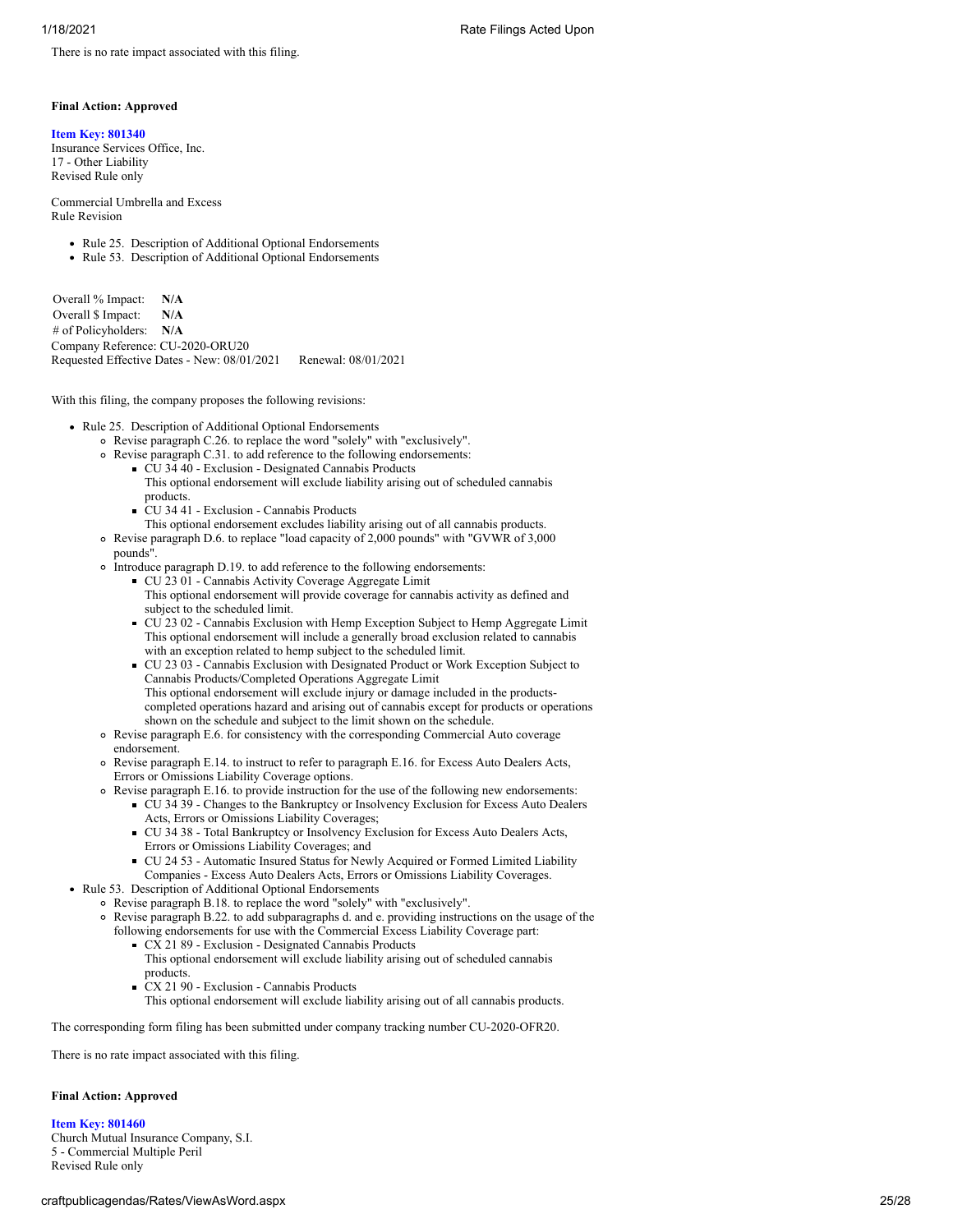There is no rate impact associated with this filing.

**Final Action: Approved**

**Item Key: 801340**
Insurance Services Office, Inc.
17 - Other Liability
Revised Rule only

Commercial Umbrella and Excess
Rule Revision

- Rule 25. Description of Additional Optional Endorsements
- Rule 53. Description of Additional Optional Endorsements

| | |
|---|---|
| Overall % Impact: | **N/A** |
| Overall $ Impact: | **N/A** |
| # of Policyholders: | **N/A** |

Company Reference: CU-2020-ORU20
Requested Effective Dates - New: 08/01/2021 Renewal: 08/01/2021

With this filing, the company proposes the following revisions:

- Rule 25. Description of Additional Optional Endorsements
  - Revise paragraph C.26. to replace the word "solely" with "exclusively".
  - Revise paragraph C.31. to add reference to the following endorsements:
    - CU 34 40 - Exclusion - Designated Cannabis Products
      This optional endorsement will exclude liability arising out of scheduled cannabis products.
    - CU 34 41 - Exclusion - Cannabis Products
      This optional endorsement excludes liability arising out of all cannabis products.
  - Revise paragraph D.6. to replace "load capacity of 2,000 pounds" with "GVWR of 3,000 pounds".
  - Introduce paragraph D.19. to add reference to the following endorsements:
    - CU 23 01 - Cannabis Activity Coverage Aggregate Limit
      This optional endorsement will provide coverage for cannabis activity as defined and subject to the scheduled limit.
    - CU 23 02 - Cannabis Exclusion with Hemp Exception Subject to Hemp Aggregate Limit
      This optional endorsement will include a generally broad exclusion related to cannabis with an exception related to hemp subject to the scheduled limit.
    - CU 23 03 - Cannabis Exclusion with Designated Product or Work Exception Subject to Cannabis Products/Completed Operations Aggregate Limit
      This optional endorsement will exclude injury or damage included in the products-completed operations hazard and arising out of cannabis except for products or operations shown on the schedule and subject to the limit shown on the schedule.
  - Revise paragraph E.6. for consistency with the corresponding Commercial Auto coverage endorsement.
  - Revise paragraph E.14. to instruct to refer to paragraph E.16. for Excess Auto Dealers Acts, Errors or Omissions Liability Coverage options.
  - Revise paragraph E.16. to provide instruction for the use of the following new endorsements:
    - CU 34 39 - Changes to the Bankruptcy or Insolvency Exclusion for Excess Auto Dealers Acts, Errors or Omissions Liability Coverages;
    - CU 34 38 - Total Bankruptcy or Insolvency Exclusion for Excess Auto Dealers Acts, Errors or Omissions Liability Coverages; and
    - CU 24 53 - Automatic Insured Status for Newly Acquired or Formed Limited Liability Companies - Excess Auto Dealers Acts, Errors or Omissions Liability Coverages.
- Rule 53. Description of Additional Optional Endorsements
  - Revise paragraph B.18. to replace the word "solely" with "exclusively".
  - Revise paragraph B.22. to add subparagraphs d. and e. providing instructions on the usage of the following endorsements for use with the Commercial Excess Liability Coverage part:
    - CX 21 89 - Exclusion - Designated Cannabis Products
      This optional endorsement will exclude liability arising out of scheduled cannabis products.
    - CX 21 90 - Exclusion - Cannabis Products
      This optional endorsement will exclude liability arising out of all cannabis products.

The corresponding form filing has been submitted under company tracking number CU-2020-OFR20.

There is no rate impact associated with this filing.

**Final Action: Approved**

**Item Key: 801460**
Church Mutual Insurance Company, S.I.
5 - Commercial Multiple Peril
Revised Rule only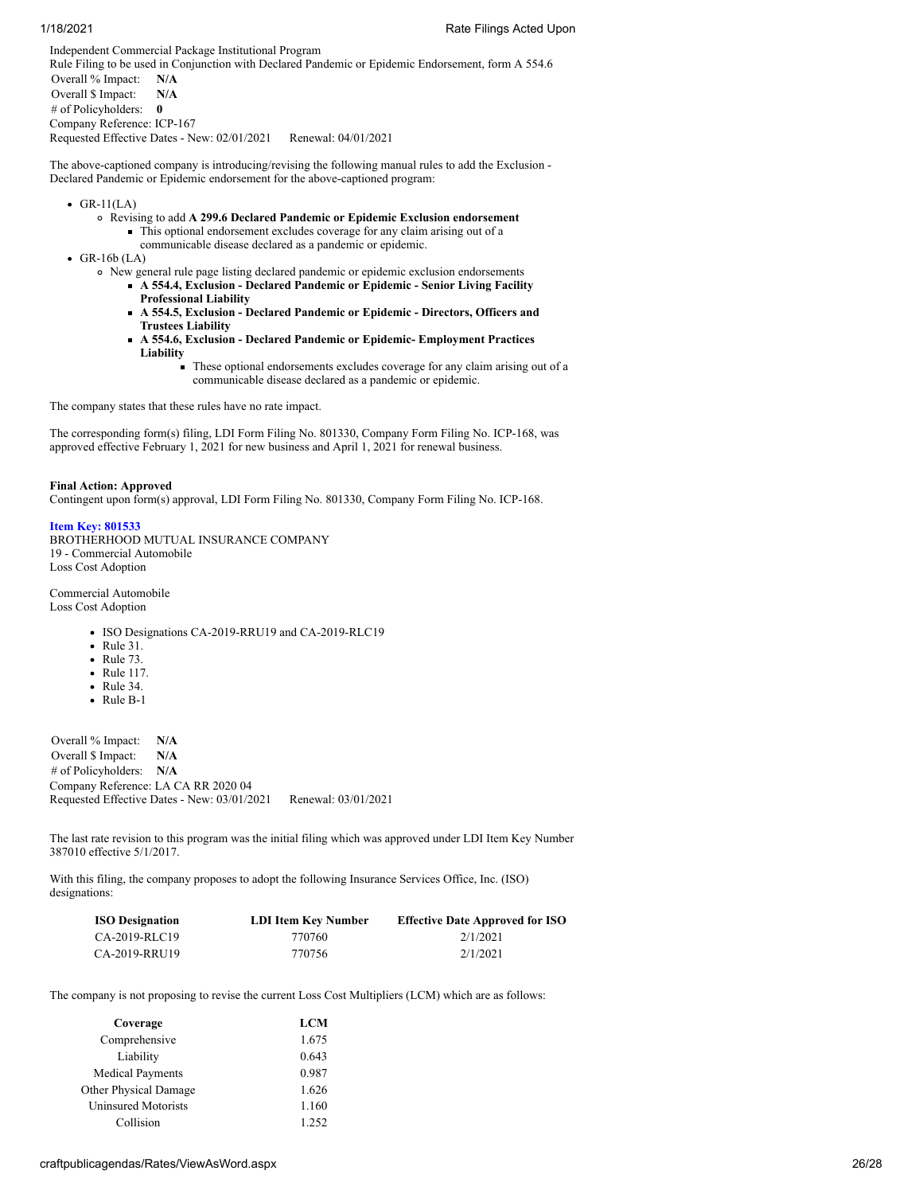Independent Commercial Package Institutional Program
Rule Filing to be used in Conjunction with Declared Pandemic or Epidemic Endorsement, form A 554.6

Overall % Impact: **N/A**
Overall $ Impact: **N/A**
# of Policyholders: **0**
Company Reference: ICP-167
Requested Effective Dates - New: 02/01/2021 Renewal: 04/01/2021

The above-captioned company is introducing/revising the following manual rules to add the Exclusion - Declared Pandemic or Epidemic endorsement for the above-captioned program:

- GR-11(LA)
  - Revising to add **A 299.6 Declared Pandemic or Epidemic Exclusion endorsement**
    - This optional endorsement excludes coverage for any claim arising out of a communicable disease declared as a pandemic or epidemic.
- GR-16b (LA)
  - New general rule page listing declared pandemic or epidemic exclusion endorsements
    - **A 554.4, Exclusion - Declared Pandemic or Epidemic - Senior Living Facility Professional Liability**
    - **A 554.5, Exclusion - Declared Pandemic or Epidemic - Directors, Officers and Trustees Liability**
    - **A 554.6, Exclusion - Declared Pandemic or Epidemic- Employment Practices Liability**
      - These optional endorsements excludes coverage for any claim arising out of a communicable disease declared as a pandemic or epidemic.

The company states that these rules have no rate impact.

The corresponding form(s) filing, LDI Form Filing No. 801330, Company Form Filing No. ICP-168, was approved effective February 1, 2021 for new business and April 1, 2021 for renewal business.

**Final Action: Approved**
Contingent upon form(s) approval, LDI Form Filing No. 801330, Company Form Filing No. ICP-168.

**Item Key: 801533**
BROTHERHOOD MUTUAL INSURANCE COMPANY
19 - Commercial Automobile
Loss Cost Adoption

Commercial Automobile
Loss Cost Adoption

- ISO Designations CA-2019-RRU19 and CA-2019-RLC19
- Rule 31.
- Rule 73.
- Rule 117.
- Rule 34.
- Rule B-1

Overall % Impact: **N/A**
Overall $ Impact: **N/A**
# of Policyholders: **N/A**
Company Reference: LA CA RR 2020 04
Requested Effective Dates - New: 03/01/2021 Renewal: 03/01/2021

The last rate revision to this program was the initial filing which was approved under LDI Item Key Number 387010 effective 5/1/2017.

With this filing, the company proposes to adopt the following Insurance Services Office, Inc. (ISO) designations:

| ISO Designation | LDI Item Key Number | Effective Date Approved for ISO |
|---|---|---|
| CA-2019-RLC19 | 770760 | 2/1/2021 |
| CA-2019-RRU19 | 770756 | 2/1/2021 |

The company is not proposing to revise the current Loss Cost Multipliers (LCM) which are as follows:

| Coverage | LCM |
|---|---|
| Comprehensive | 1.675 |
| Liability | 0.643 |
| Medical Payments | 0.987 |
| Other Physical Damage | 1.626 |
| Uninsured Motorists | 1.160 |
| Collision | 1.252 |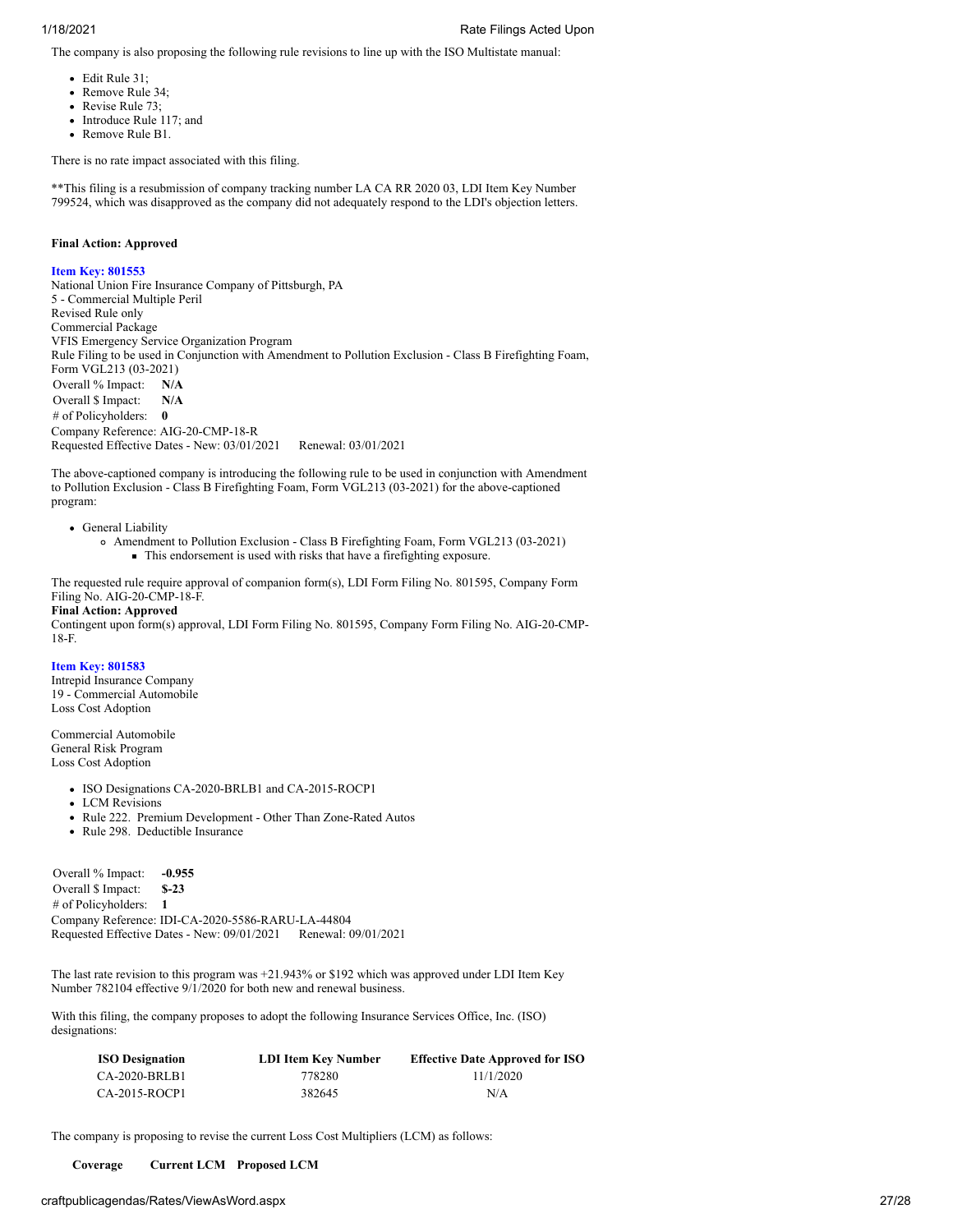The company is also proposing the following rule revisions to line up with the ISO Multistate manual:

- Edit Rule 31;
- Remove Rule 34;
- Revise Rule 73;
- Introduce Rule 117; and
- Remove Rule B1.

There is no rate impact associated with this filing.

**This filing is a resubmission of company tracking number LA CA RR 2020 03, LDI Item Key Number 799524, which was disapproved as the company did not adequately respond to the LDI's objection letters.

**Final Action: Approved**

**Item Key: 801553**
National Union Fire Insurance Company of Pittsburgh, PA
5 - Commercial Multiple Peril
Revised Rule only
Commercial Package
VFIS Emergency Service Organization Program
Rule Filing to be used in Conjunction with Amendment to Pollution Exclusion - Class B Firefighting Foam, Form VGL213 (03-2021)

| | |
|---|---|
| Overall % Impact: | **N/A** |
| Overall $ Impact: | **N/A** |
| # of Policyholders: | **0** |

Company Reference: AIG-20-CMP-18-R
Requested Effective Dates - New: 03/01/2021 Renewal: 03/01/2021

The above-captioned company is introducing the following rule to be used in conjunction with Amendment to Pollution Exclusion - Class B Firefighting Foam, Form VGL213 (03-2021) for the above-captioned program:

- General Liability
  - Amendment to Pollution Exclusion - Class B Firefighting Foam, Form VGL213 (03-2021)
    - This endorsement is used with risks that have a firefighting exposure.

The requested rule require approval of companion form(s), LDI Form Filing No. 801595, Company Form Filing No. AIG-20-CMP-18-F.
**Final Action: Approved**
Contingent upon form(s) approval, LDI Form Filing No. 801595, Company Form Filing No. AIG-20-CMP-18-F.

**Item Key: 801583**
Intrepid Insurance Company
19 - Commercial Automobile
Loss Cost Adoption

Commercial Automobile
General Risk Program
Loss Cost Adoption

- ISO Designations CA-2020-BRLB1 and CA-2015-ROCP1
- LCM Revisions
- Rule 222. Premium Development - Other Than Zone-Rated Autos
- Rule 298. Deductible Insurance

| | |
|---|---|
| Overall % Impact: | **-0.955** |
| Overall $ Impact: | **$-23** |
| # of Policyholders: | **1** |

Company Reference: IDI-CA-2020-5586-RARU-LA-44804
Requested Effective Dates - New: 09/01/2021 Renewal: 09/01/2021

The last rate revision to this program was +21.943% or $192 which was approved under LDI Item Key Number 782104 effective 9/1/2020 for both new and renewal business.

With this filing, the company proposes to adopt the following Insurance Services Office, Inc. (ISO) designations:

| ISO Designation | LDI Item Key Number | Effective Date Approved for ISO |
|---|---|---|
| CA-2020-BRLB1 | 778280 | 11/1/2020 |
| CA-2015-ROCP1 | 382645 | N/A |

The company is proposing to revise the current Loss Cost Multipliers (LCM) as follows:

| Coverage | Current LCM | Proposed LCM |
|---|---|---|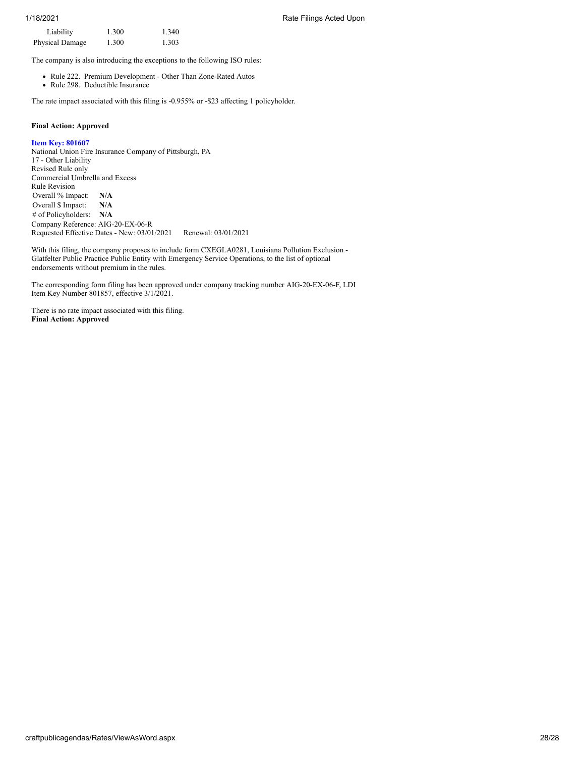| | | |
|---|---|---|
| Liability | 1.300 | 1.340 |
| Physical Damage | 1.300 | 1.303 |

The company is also introducing the exceptions to the following ISO rules:

- Rule 222. Premium Development - Other Than Zone-Rated Autos
- Rule 298. Deductible Insurance

The rate impact associated with this filing is -0.955% or -$23 affecting 1 policyholder.

**Final Action: Approved**

**Item Key: 801607**
National Union Fire Insurance Company of Pittsburgh, PA
17 - Other Liability
Revised Rule only
Commercial Umbrella and Excess
Rule Revision
Overall % Impact: **N/A**
Overall $ Impact: **N/A**
# of Policyholders: **N/A**
Company Reference: AIG-20-EX-06-R
Requested Effective Dates - New: 03/01/2021 Renewal: 03/01/2021

With this filing, the company proposes to include form CXEGLA0281, Louisiana Pollution Exclusion - Glatfelter Public Practice Public Entity with Emergency Service Operations, to the list of optional endorsements without premium in the rules.

The corresponding form filing has been approved under company tracking number AIG-20-EX-06-F, LDI Item Key Number 801857, effective 3/1/2021.

There is no rate impact associated with this filing.
**Final Action: Approved**